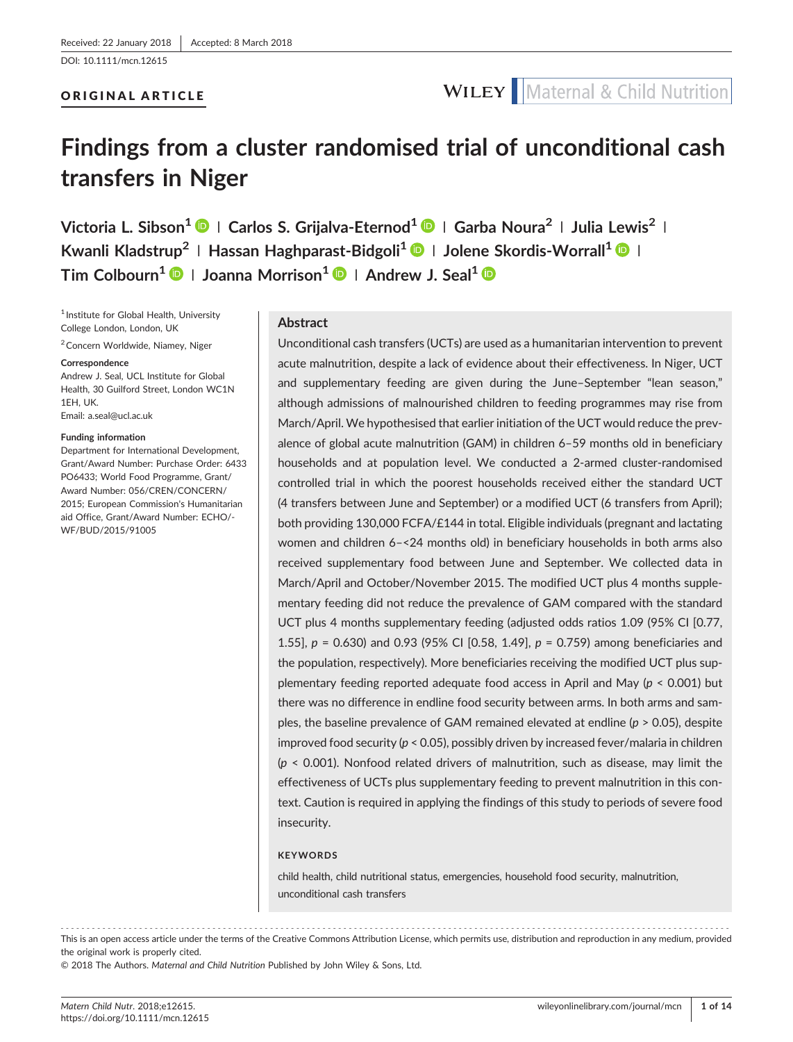Received: 22 January 2018 | Accepted: 8 March 2018

DOI: 10.1111/mcn.12615

**ORIGINAL ARTICLE**

# Findings from a cluster randomised trial of unconditional cash transfers in Niger

**Victoria L. Sibson[1] | Carlos S. Grijalva-Eternod[1] | Garba Noura[2] | Julia Lewis[2] | Kwanli Kladstrup[2] | Hassan Haghparast-Bidgoli[1] | Jolene Skordis-Worrall[1] | Tim Colbourn[1] | Joanna Morrison[1] | Andrew J. Seal[1]**

[1] Institute for Global Health, University College London, London, UK

[2] Concern Worldwide, Niamey, Niger

**Correspondence**
Andrew J. Seal, UCL Institute for Global Health, 30 Guilford Street, London WC1N 1EH, UK.
Email: a.seal@ucl.ac.uk

**Funding information**
Department for International Development, Grant/Award Number: Purchase Order: 6433 PO6433; World Food Programme, Grant/Award Number: 056/CREN/CONCERN/2015; European Commission's Humanitarian aid Office, Grant/Award Number: ECHO/-WF/BUD/2015/91005

## Abstract

Unconditional cash transfers (UCTs) are used as a humanitarian intervention to prevent acute malnutrition, despite a lack of evidence about their effectiveness. In Niger, UCT and supplementary feeding are given during the June–September "lean season," although admissions of malnourished children to feeding programmes may rise from March/April. We hypothesised that earlier initiation of the UCT would reduce the prevalence of global acute malnutrition (GAM) in children 6–59 months old in beneficiary households and at population level. We conducted a 2-armed cluster-randomised controlled trial in which the poorest households received either the standard UCT (4 transfers between June and September) or a modified UCT (6 transfers from April); both providing 130,000 FCFA/£144 in total. Eligible individuals (pregnant and lactating women and children 6–<24 months old) in beneficiary households in both arms also received supplementary food between June and September. We collected data in March/April and October/November 2015. The modified UCT plus 4 months supplementary feeding did not reduce the prevalence of GAM compared with the standard UCT plus 4 months supplementary feeding (adjusted odds ratios 1.09 (95% CI [0.77, 1.55], $p$ = 0.630) and 0.93 (95% CI [0.58, 1.49], $p$ = 0.759) among beneficiaries and the population, respectively). More beneficiaries receiving the modified UCT plus supplementary feeding reported adequate food access in April and May ($p$ < 0.001) but there was no difference in endline food security between arms. In both arms and samples, the baseline prevalence of GAM remained elevated at endline ($p$ > 0.05), despite improved food security ($p$ < 0.05), possibly driven by increased fever/malaria in children ($p$ < 0.001). Nonfood related drivers of malnutrition, such as disease, may limit the effectiveness of UCTs plus supplementary feeding to prevent malnutrition in this context. Caution is required in applying the findings of this study to periods of severe food insecurity.

**KEYWORDS**

child health, child nutritional status, emergencies, household food security, malnutrition, unconditional cash transfers

---

This is an open access article under the terms of the Creative Commons Attribution License, which permits use, distribution and reproduction in any medium, provided the original work is properly cited.

© 2018 The Authors. *Maternal and Child Nutrition* Published by John Wiley & Sons, Ltd.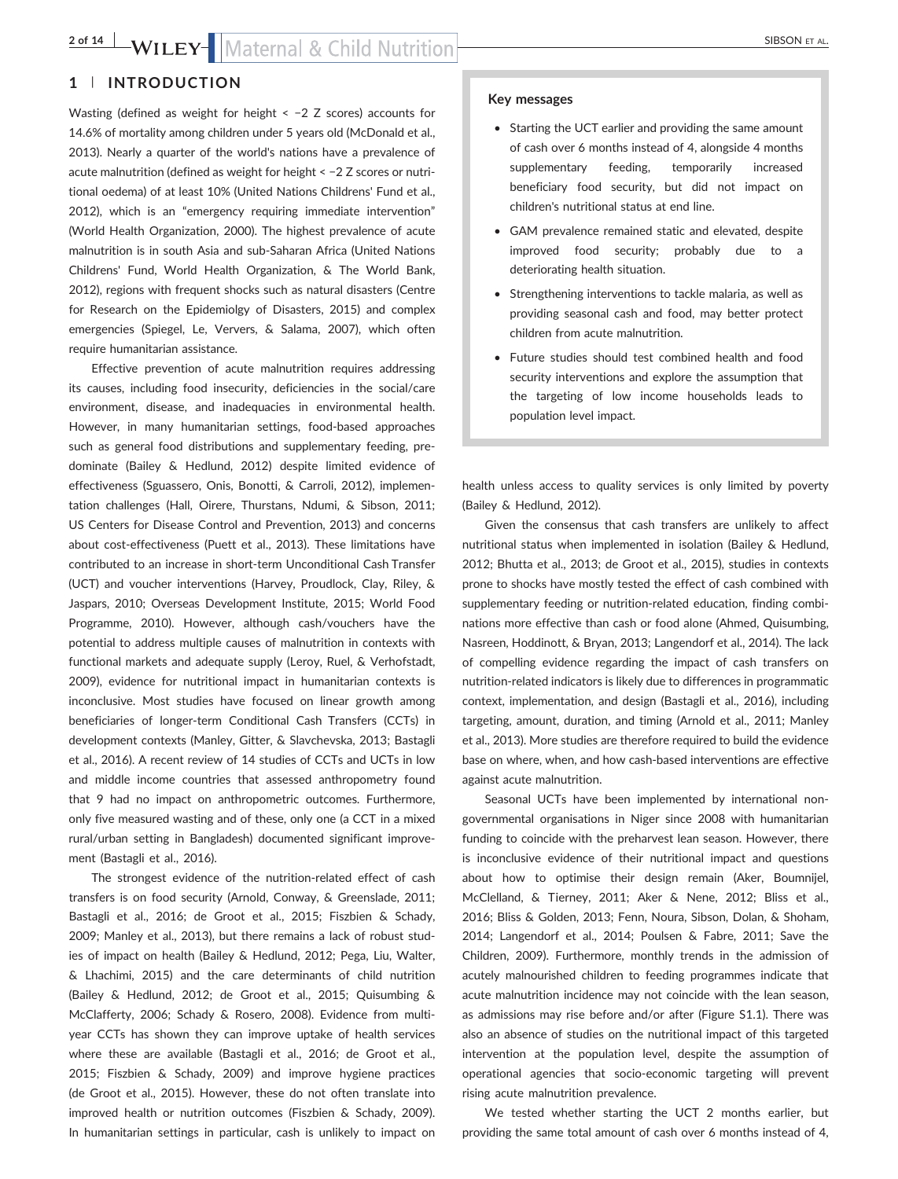## 1 | INTRODUCTION

Wasting (defined as weight for height < −2 Z scores) accounts for 14.6% of mortality among children under 5 years old (McDonald et al., 2013). Nearly a quarter of the world's nations have a prevalence of acute malnutrition (defined as weight for height < −2 Z scores or nutritional oedema) of at least 10% (United Nations Childrens' Fund et al., 2012), which is an "emergency requiring immediate intervention" (World Health Organization, 2000). The highest prevalence of acute malnutrition is in south Asia and sub-Saharan Africa (United Nations Childrens' Fund, World Health Organization, & The World Bank, 2012), regions with frequent shocks such as natural disasters (Centre for Research on the Epidemiolgy of Disasters, 2015) and complex emergencies (Spiegel, Le, Ververs, & Salama, 2007), which often require humanitarian assistance.

Effective prevention of acute malnutrition requires addressing its causes, including food insecurity, deficiencies in the social/care environment, disease, and inadequacies in environmental health. However, in many humanitarian settings, food-based approaches such as general food distributions and supplementary feeding, predominate (Bailey & Hedlund, 2012) despite limited evidence of effectiveness (Sguassero, Onis, Bonotti, & Carroli, 2012), implementation challenges (Hall, Oirere, Thurstans, Ndumi, & Sibson, 2011; US Centers for Disease Control and Prevention, 2013) and concerns about cost-effectiveness (Puett et al., 2013). These limitations have contributed to an increase in short-term Unconditional Cash Transfer (UCT) and voucher interventions (Harvey, Proudlock, Clay, Riley, & Jaspars, 2010; Overseas Development Institute, 2015; World Food Programme, 2010). However, although cash/vouchers have the potential to address multiple causes of malnutrition in contexts with functional markets and adequate supply (Leroy, Ruel, & Verhofstadt, 2009), evidence for nutritional impact in humanitarian contexts is inconclusive. Most studies have focused on linear growth among beneficiaries of longer-term Conditional Cash Transfers (CCTs) in development contexts (Manley, Gitter, & Slavchevska, 2013; Bastagli et al., 2016). A recent review of 14 studies of CCTs and UCTs in low and middle income countries that assessed anthropometry found that 9 had no impact on anthropometric outcomes. Furthermore, only five measured wasting and of these, only one (a CCT in a mixed rural/urban setting in Bangladesh) documented significant improvement (Bastagli et al., 2016).

The strongest evidence of the nutrition-related effect of cash transfers is on food security (Arnold, Conway, & Greenslade, 2011; Bastagli et al., 2016; de Groot et al., 2015; Fiszbien & Schady, 2009; Manley et al., 2013), but there remains a lack of robust studies of impact on health (Bailey & Hedlund, 2012; Pega, Liu, Walter, & Lhachimi, 2015) and the care determinants of child nutrition (Bailey & Hedlund, 2012; de Groot et al., 2015; Quisumbing & McClafferty, 2006; Schady & Rosero, 2008). Evidence from multi-year CCTs has shown they can improve uptake of health services where these are available (Bastagli et al., 2016; de Groot et al., 2015; Fiszbien & Schady, 2009) and improve hygiene practices (de Groot et al., 2015). However, these do not often translate into improved health or nutrition outcomes (Fiszbien & Schady, 2009). In humanitarian settings in particular, cash is unlikely to impact on health unless access to quality services is only limited by poverty (Bailey & Hedlund, 2012).

> **Key messages**
>
> - Starting the UCT earlier and providing the same amount of cash over 6 months instead of 4, alongside 4 months supplementary feeding, temporarily increased beneficiary food security, but did not impact on children's nutritional status at end line.
> - GAM prevalence remained static and elevated, despite improved food security; probably due to a deteriorating health situation.
> - Strengthening interventions to tackle malaria, as well as providing seasonal cash and food, may better protect children from acute malnutrition.
> - Future studies should test combined health and food security interventions and explore the assumption that the targeting of low income households leads to population level impact.

Given the consensus that cash transfers are unlikely to affect nutritional status when implemented in isolation (Bailey & Hedlund, 2012; Bhutta et al., 2013; de Groot et al., 2015), studies in contexts prone to shocks have mostly tested the effect of cash combined with supplementary feeding or nutrition-related education, finding combinations more effective than cash or food alone (Ahmed, Quisumbing, Nasreen, Hoddinott, & Bryan, 2013; Langendorf et al., 2014). The lack of compelling evidence regarding the impact of cash transfers on nutrition-related indicators is likely due to differences in programmatic context, implementation, and design (Bastagli et al., 2016), including targeting, amount, duration, and timing (Arnold et al., 2011; Manley et al., 2013). More studies are therefore required to build the evidence base on where, when, and how cash-based interventions are effective against acute malnutrition.

Seasonal UCTs have been implemented by international non-governmental organisations in Niger since 2008 with humanitarian funding to coincide with the preharvest lean season. However, there is inconclusive evidence of their nutritional impact and questions about how to optimise their design remain (Aker, Boumnijel, McClelland, & Tierney, 2011; Aker & Nene, 2012; Bliss et al., 2016; Bliss & Golden, 2013; Fenn, Noura, Sibson, Dolan, & Shoham, 2014; Langendorf et al., 2014; Poulsen & Fabre, 2011; Save the Children, 2009). Furthermore, monthly trends in the admission of acutely malnourished children to feeding programmes indicate that acute malnutrition incidence may not coincide with the lean season, as admissions may rise before and/or after (Figure S1.1). There was also an absence of studies on the nutritional impact of this targeted intervention at the population level, despite the assumption of operational agencies that socio-economic targeting will prevent rising acute malnutrition prevalence.

We tested whether starting the UCT 2 months earlier, but providing the same total amount of cash over 6 months instead of 4,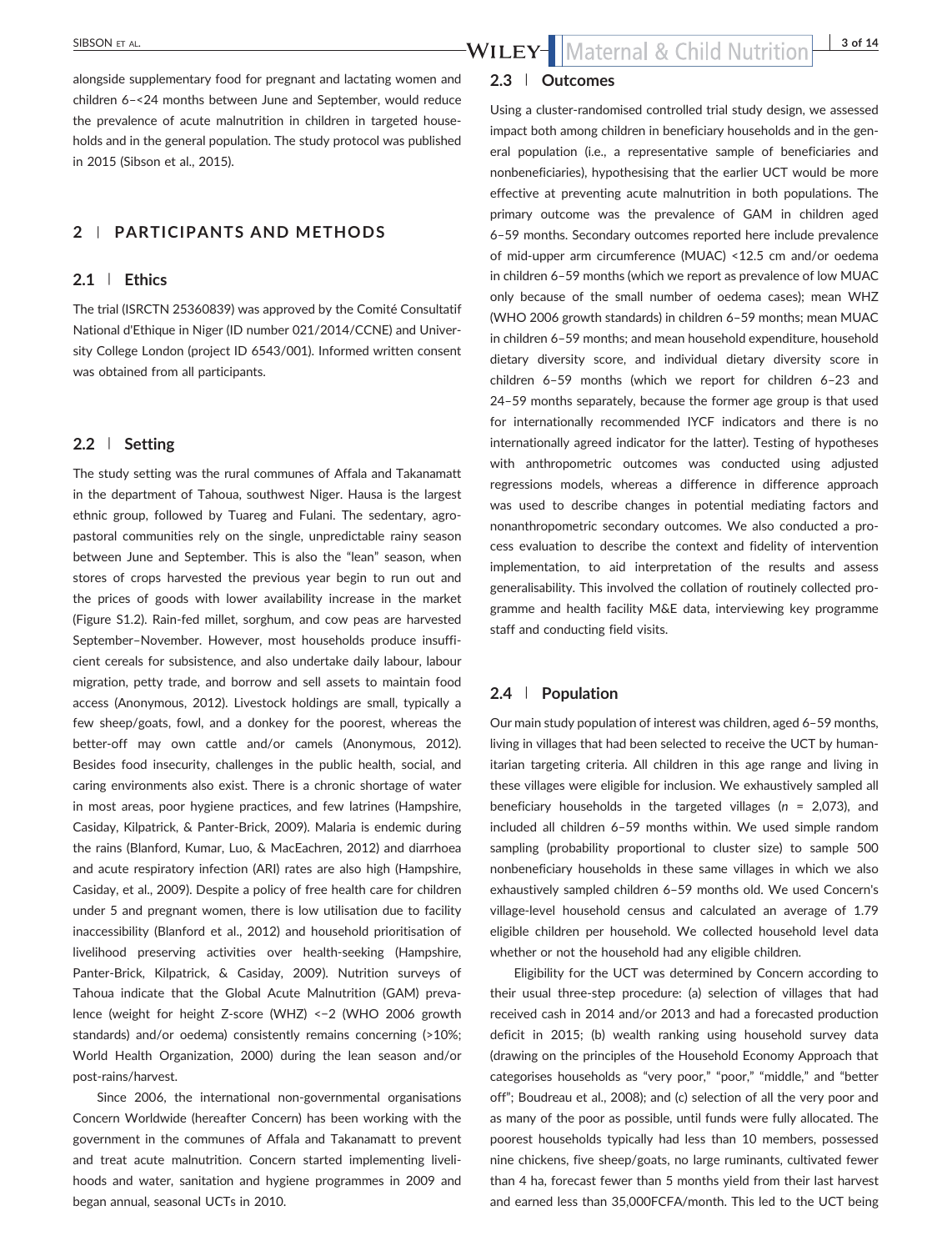alongside supplementary food for pregnant and lactating women and children 6–<24 months between June and September, would reduce the prevalence of acute malnutrition in children in targeted households and in the general population. The study protocol was published in 2015 (Sibson et al., 2015).

## 2 | PARTICIPANTS AND METHODS

### 2.1 | Ethics

The trial (ISRCTN 25360839) was approved by the Comité Consultatif National d'Ethique in Niger (ID number 021/2014/CCNE) and University College London (project ID 6543/001). Informed written consent was obtained from all participants.

### 2.2 | Setting

The study setting was the rural communes of Affala and Takanamatt in the department of Tahoua, southwest Niger. Hausa is the largest ethnic group, followed by Tuareg and Fulani. The sedentary, agro-pastoral communities rely on the single, unpredictable rainy season between June and September. This is also the "lean" season, when stores of crops harvested the previous year begin to run out and the prices of goods with lower availability increase in the market (Figure S1.2). Rain-fed millet, sorghum, and cow peas are harvested September–November. However, most households produce insufficient cereals for subsistence, and also undertake daily labour, labour migration, petty trade, and borrow and sell assets to maintain food access (Anonymous, 2012). Livestock holdings are small, typically a few sheep/goats, fowl, and a donkey for the poorest, whereas the better-off may own cattle and/or camels (Anonymous, 2012). Besides food insecurity, challenges in the public health, social, and caring environments also exist. There is a chronic shortage of water in most areas, poor hygiene practices, and few latrines (Hampshire, Casiday, Kilpatrick, & Panter-Brick, 2009). Malaria is endemic during the rains (Blanford, Kumar, Luo, & MacEachren, 2012) and diarrhoea and acute respiratory infection (ARI) rates are also high (Hampshire, Casiday, et al., 2009). Despite a policy of free health care for children under 5 and pregnant women, there is low utilisation due to facility inaccessibility (Blanford et al., 2012) and household prioritisation of livelihood preserving activities over health-seeking (Hampshire, Panter-Brick, Kilpatrick, & Casiday, 2009). Nutrition surveys of Tahoua indicate that the Global Acute Malnutrition (GAM) prevalence (weight for height Z-score (WHZ) <−2 (WHO 2006 growth standards) and/or oedema) consistently remains concerning (>10%; World Health Organization, 2000) during the lean season and/or post-rains/harvest.

Since 2006, the international non-governmental organisations Concern Worldwide (hereafter Concern) has been working with the government in the communes of Affala and Takanamatt to prevent and treat acute malnutrition. Concern started implementing livelihoods and water, sanitation and hygiene programmes in 2009 and began annual, seasonal UCTs in 2010.

### 2.3 | Outcomes

Using a cluster-randomised controlled trial study design, we assessed impact both among children in beneficiary households and in the general population (i.e., a representative sample of beneficiaries and nonbeneficiaries), hypothesising that the earlier UCT would be more effective at preventing acute malnutrition in both populations. The primary outcome was the prevalence of GAM in children aged 6–59 months. Secondary outcomes reported here include prevalence of mid-upper arm circumference (MUAC) <12.5 cm and/or oedema in children 6–59 months (which we report as prevalence of low MUAC only because of the small number of oedema cases); mean WHZ (WHO 2006 growth standards) in children 6–59 months; mean MUAC in children 6–59 months; and mean household expenditure, household dietary diversity score, and individual dietary diversity score in children 6–59 months (which we report for children 6–23 and 24–59 months separately, because the former age group is that used for internationally recommended IYCF indicators and there is no internationally agreed indicator for the latter). Testing of hypotheses with anthropometric outcomes was conducted using adjusted regressions models, whereas a difference in difference approach was used to describe changes in potential mediating factors and nonanthropometric secondary outcomes. We also conducted a process evaluation to describe the context and fidelity of intervention implementation, to aid interpretation of the results and assess generalisability. This involved the collation of routinely collected programme and health facility M&E data, interviewing key programme staff and conducting field visits.

### 2.4 | Population

Our main study population of interest was children, aged 6–59 months, living in villages that had been selected to receive the UCT by humanitarian targeting criteria. All children in this age range and living in these villages were eligible for inclusion. We exhaustively sampled all beneficiary households in the targeted villages ($n$ = 2,073), and included all children 6–59 months within. We used simple random sampling (probability proportional to cluster size) to sample 500 nonbeneficiary households in these same villages in which we also exhaustively sampled children 6–59 months old. We used Concern's village-level household census and calculated an average of 1.79 eligible children per household. We collected household level data whether or not the household had any eligible children.

Eligibility for the UCT was determined by Concern according to their usual three-step procedure: (a) selection of villages that had received cash in 2014 and/or 2013 and had a forecasted production deficit in 2015; (b) wealth ranking using household survey data (drawing on the principles of the Household Economy Approach that categorises households as "very poor," "poor," "middle," and "better off"; Boudreau et al., 2008); and (c) selection of all the very poor and as many of the poor as possible, until funds were fully allocated. The poorest households typically had less than 10 members, possessed nine chickens, five sheep/goats, no large ruminants, cultivated fewer than 4 ha, forecast fewer than 5 months yield from their last harvest and earned less than 35,000FCFA/month. This led to the UCT being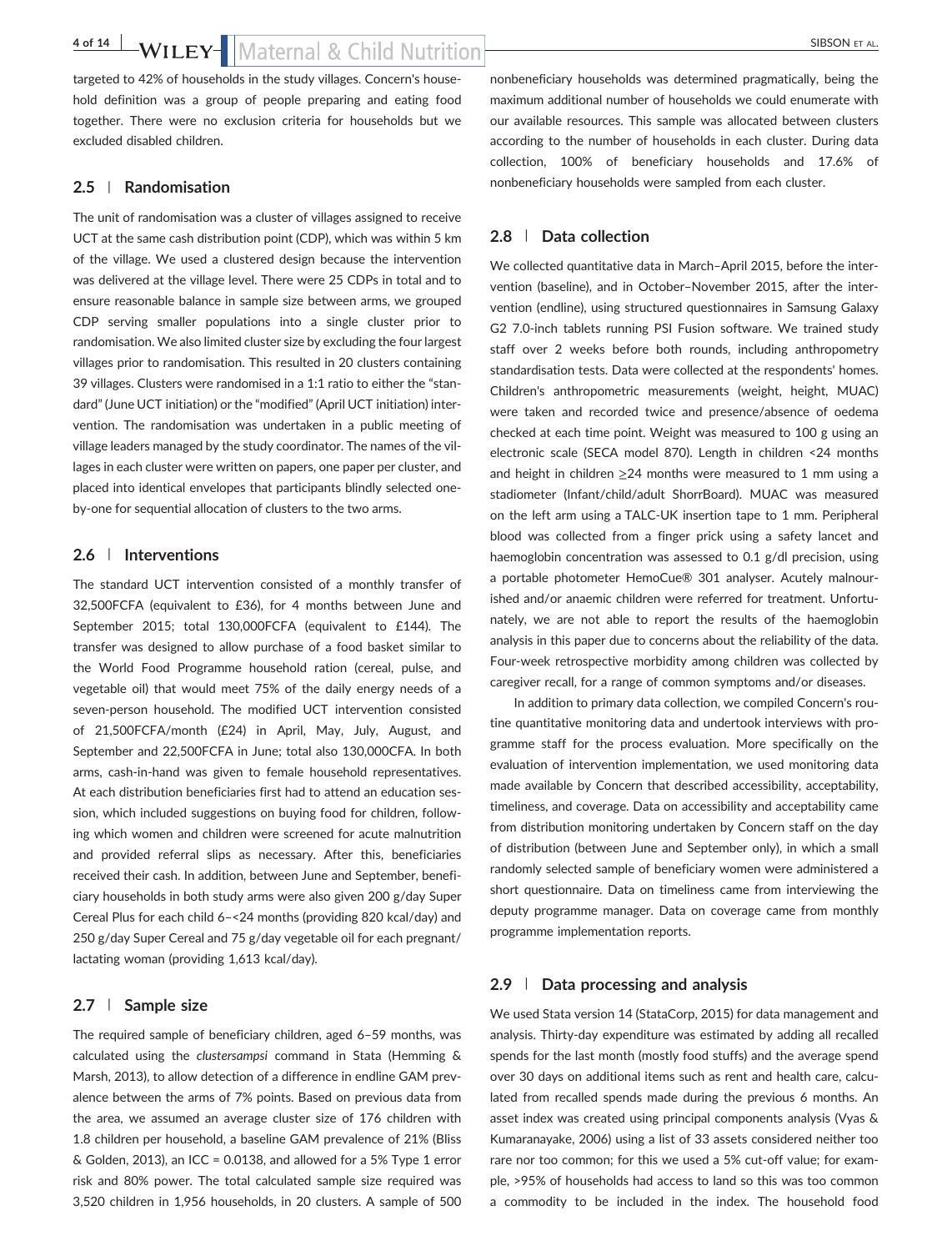targeted to 42% of households in the study villages. Concern's household definition was a group of people preparing and eating food together. There were no exclusion criteria for households but we excluded disabled children.

### 2.5 | Randomisation

The unit of randomisation was a cluster of villages assigned to receive UCT at the same cash distribution point (CDP), which was within 5 km of the village. We used a clustered design because the intervention was delivered at the village level. There were 25 CDPs in total and to ensure reasonable balance in sample size between arms, we grouped CDP serving smaller populations into a single cluster prior to randomisation. We also limited cluster size by excluding the four largest villages prior to randomisation. This resulted in 20 clusters containing 39 villages. Clusters were randomised in a 1:1 ratio to either the "standard" (June UCT initiation) or the "modified" (April UCT initiation) intervention. The randomisation was undertaken in a public meeting of village leaders managed by the study coordinator. The names of the villages in each cluster were written on papers, one paper per cluster, and placed into identical envelopes that participants blindly selected one-by-one for sequential allocation of clusters to the two arms.

### 2.6 | Interventions

The standard UCT intervention consisted of a monthly transfer of 32,500FCFA (equivalent to £36), for 4 months between June and September 2015; total 130,000FCFA (equivalent to £144). The transfer was designed to allow purchase of a food basket similar to the World Food Programme household ration (cereal, pulse, and vegetable oil) that would meet 75% of the daily energy needs of a seven-person household. The modified UCT intervention consisted of 21,500FCFA/month (£24) in April, May, July, August, and September and 22,500FCFA in June; total also 130,000CFA. In both arms, cash-in-hand was given to female household representatives. At each distribution beneficiaries first had to attend an education session, which included suggestions on buying food for children, following which women and children were screened for acute malnutrition and provided referral slips as necessary. After this, beneficiaries received their cash. In addition, between June and September, beneficiary households in both study arms were also given 200 g/day Super Cereal Plus for each child 6–<24 months (providing 820 kcal/day) and 250 g/day Super Cereal and 75 g/day vegetable oil for each pregnant/lactating woman (providing 1,613 kcal/day).

### 2.7 | Sample size

The required sample of beneficiary children, aged 6–59 months, was calculated using the *clustersampsi* command in Stata (Hemming & Marsh, 2013), to allow detection of a difference in endline GAM prevalence between the arms of 7% points. Based on previous data from the area, we assumed an average cluster size of 176 children with 1.8 children per household, a baseline GAM prevalence of 21% (Bliss & Golden, 2013), an ICC = 0.0138, and allowed for a 5% Type 1 error risk and 80% power. The total calculated sample size required was 3,520 children in 1,956 households, in 20 clusters. A sample of 500 nonbeneficiary households was determined pragmatically, being the maximum additional number of households we could enumerate with our available resources. This sample was allocated between clusters according to the number of households in each cluster. During data collection, 100% of beneficiary households and 17.6% of nonbeneficiary households were sampled from each cluster.

### 2.8 | Data collection

We collected quantitative data in March–April 2015, before the intervention (baseline), and in October–November 2015, after the intervention (endline), using structured questionnaires in Samsung Galaxy G2 7.0-inch tablets running PSI Fusion software. We trained study staff over 2 weeks before both rounds, including anthropometry standardisation tests. Data were collected at the respondents' homes. Children's anthropometric measurements (weight, height, MUAC) were taken and recorded twice and presence/absence of oedema checked at each time point. Weight was measured to 100 g using an electronic scale (SECA model 870). Length in children <24 months and height in children ≥24 months were measured to 1 mm using a stadiometer (Infant/child/adult ShorrBoard). MUAC was measured on the left arm using a TALC-UK insertion tape to 1 mm. Peripheral blood was collected from a finger prick using a safety lancet and haemoglobin concentration was assessed to 0.1 g/dl precision, using a portable photometer HemoCue® 301 analyser. Acutely malnourished and/or anaemic children were referred for treatment. Unfortunately, we are not able to report the results of the haemoglobin analysis in this paper due to concerns about the reliability of the data. Four-week retrospective morbidity among children was collected by caregiver recall, for a range of common symptoms and/or diseases.

In addition to primary data collection, we compiled Concern's routine quantitative monitoring data and undertook interviews with programme staff for the process evaluation. More specifically on the evaluation of intervention implementation, we used monitoring data made available by Concern that described accessibility, acceptability, timeliness, and coverage. Data on accessibility and acceptability came from distribution monitoring undertaken by Concern staff on the day of distribution (between June and September only), in which a small randomly selected sample of beneficiary women were administered a short questionnaire. Data on timeliness came from interviewing the deputy programme manager. Data on coverage came from monthly programme implementation reports.

### 2.9 | Data processing and analysis

We used Stata version 14 (StataCorp, 2015) for data management and analysis. Thirty-day expenditure was estimated by adding all recalled spends for the last month (mostly food stuffs) and the average spend over 30 days on additional items such as rent and health care, calculated from recalled spends made during the previous 6 months. An asset index was created using principal components analysis (Vyas & Kumaranayake, 2006) using a list of 33 assets considered neither too rare nor too common; for this we used a 5% cut-off value; for example, >95% of households had access to land so this was too common a commodity to be included in the index. The household food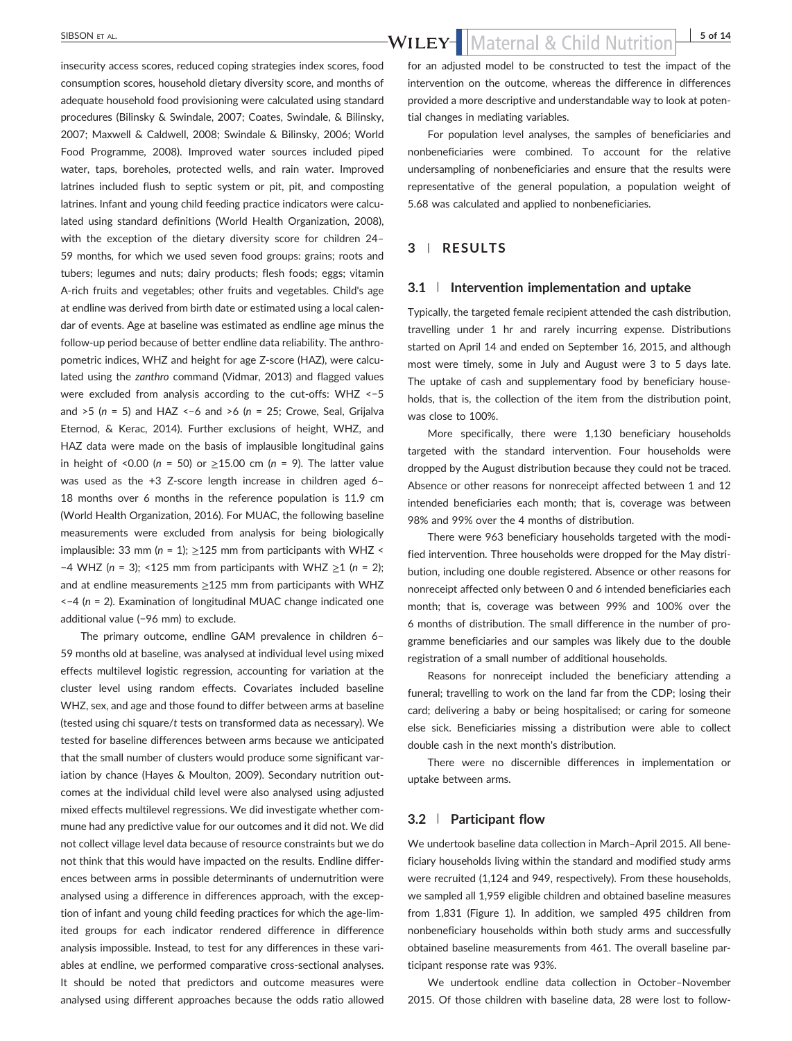insecurity access scores, reduced coping strategies index scores, food consumption scores, household dietary diversity score, and months of adequate household food provisioning were calculated using standard procedures (Bilinsky & Swindale, 2007; Coates, Swindale, & Bilinsky, 2007; Maxwell & Caldwell, 2008; Swindale & Bilinsky, 2006; World Food Programme, 2008). Improved water sources included piped water, taps, boreholes, protected wells, and rain water. Improved latrines included flush to septic system or pit, pit, and composting latrines. Infant and young child feeding practice indicators were calculated using standard definitions (World Health Organization, 2008), with the exception of the dietary diversity score for children 24–59 months, for which we used seven food groups: grains; roots and tubers; legumes and nuts; dairy products; flesh foods; eggs; vitamin A-rich fruits and vegetables; other fruits and vegetables. Child's age at endline was derived from birth date or estimated using a local calendar of events. Age at baseline was estimated as endline age minus the follow-up period because of better endline data reliability. The anthropometric indices, WHZ and height for age Z-score (HAZ), were calculated using the *zanthro* command (Vidmar, 2013) and flagged values were excluded from analysis according to the cut-offs: WHZ $<-5$ and $>5$ ($n$ = 5) and HAZ $<-6$ and $>6$ ($n$ = 25; Crowe, Seal, Grijalva Eternod, & Kerac, 2014). Further exclusions of height, WHZ, and HAZ data were made on the basis of implausible longitudinal gains in height of $<0.00$ ($n$ = 50) or $\geq 15.00$ cm ($n$ = 9). The latter value was used as the +3 Z-score length increase in children aged 6–18 months over 6 months in the reference population is 11.9 cm (World Health Organization, 2016). For MUAC, the following baseline measurements were excluded from analysis for being biologically implausible: 33 mm ($n$ = 1); $\geq 125$ mm from participants with WHZ $<-4$ WHZ ($n$ = 3); $<125$ mm from participants with WHZ $\geq 1$ ($n$ = 2); and at endline measurements $\geq 125$ mm from participants with WHZ $<-4$ ($n$ = 2). Examination of longitudinal MUAC change indicated one additional value (−96 mm) to exclude.

The primary outcome, endline GAM prevalence in children 6–59 months old at baseline, was analysed at individual level using mixed effects multilevel logistic regression, accounting for variation at the cluster level using random effects. Covariates included baseline WHZ, sex, and age and those found to differ between arms at baseline (tested using chi square/$t$ tests on transformed data as necessary). We tested for baseline differences between arms because we anticipated that the small number of clusters would produce some significant variation by chance (Hayes & Moulton, 2009). Secondary nutrition outcomes at the individual child level were also analysed using adjusted mixed effects multilevel regressions. We did investigate whether commune had any predictive value for our outcomes and it did not. We did not collect village level data because of resource constraints but we do not think that this would have impacted on the results. Endline differences between arms in possible determinants of undernutrition were analysed using a difference in differences approach, with the exception of infant and young child feeding practices for which the age-limited groups for each indicator rendered difference in difference analysis impossible. Instead, to test for any differences in these variables at endline, we performed comparative cross-sectional analyses. It should be noted that predictors and outcome measures were analysed using different approaches because the odds ratio allowed for an adjusted model to be constructed to test the impact of the intervention on the outcome, whereas the difference in differences provided a more descriptive and understandable way to look at potential changes in mediating variables.

For population level analyses, the samples of beneficiaries and nonbeneficiaries were combined. To account for the relative undersampling of nonbeneficiaries and ensure that the results were representative of the general population, a population weight of 5.68 was calculated and applied to nonbeneficiaries.

## 3 | RESULTS

### 3.1 | Intervention implementation and uptake

Typically, the targeted female recipient attended the cash distribution, travelling under 1 hr and rarely incurring expense. Distributions started on April 14 and ended on September 16, 2015, and although most were timely, some in July and August were 3 to 5 days late. The uptake of cash and supplementary food by beneficiary households, that is, the collection of the item from the distribution point, was close to 100%.

More specifically, there were 1,130 beneficiary households targeted with the standard intervention. Four households were dropped by the August distribution because they could not be traced. Absence or other reasons for nonreceipt affected between 1 and 12 intended beneficiaries each month; that is, coverage was between 98% and 99% over the 4 months of distribution.

There were 963 beneficiary households targeted with the modified intervention. Three households were dropped for the May distribution, including one double registered. Absence or other reasons for nonreceipt affected only between 0 and 6 intended beneficiaries each month; that is, coverage was between 99% and 100% over the 6 months of distribution. The small difference in the number of programme beneficiaries and our samples was likely due to the double registration of a small number of additional households.

Reasons for nonreceipt included the beneficiary attending a funeral; travelling to work on the land far from the CDP; losing their card; delivering a baby or being hospitalised; or caring for someone else sick. Beneficiaries missing a distribution were able to collect double cash in the next month's distribution.

There were no discernible differences in implementation or uptake between arms.

### 3.2 | Participant flow

We undertook baseline data collection in March–April 2015. All beneficiary households living within the standard and modified study arms were recruited (1,124 and 949, respectively). From these households, we sampled all 1,959 eligible children and obtained baseline measures from 1,831 (Figure 1). In addition, we sampled 495 children from nonbeneficiary households within both study arms and successfully obtained baseline measurements from 461. The overall baseline participant response rate was 93%.

We undertook endline data collection in October–November 2015. Of those children with baseline data, 28 were lost to follow-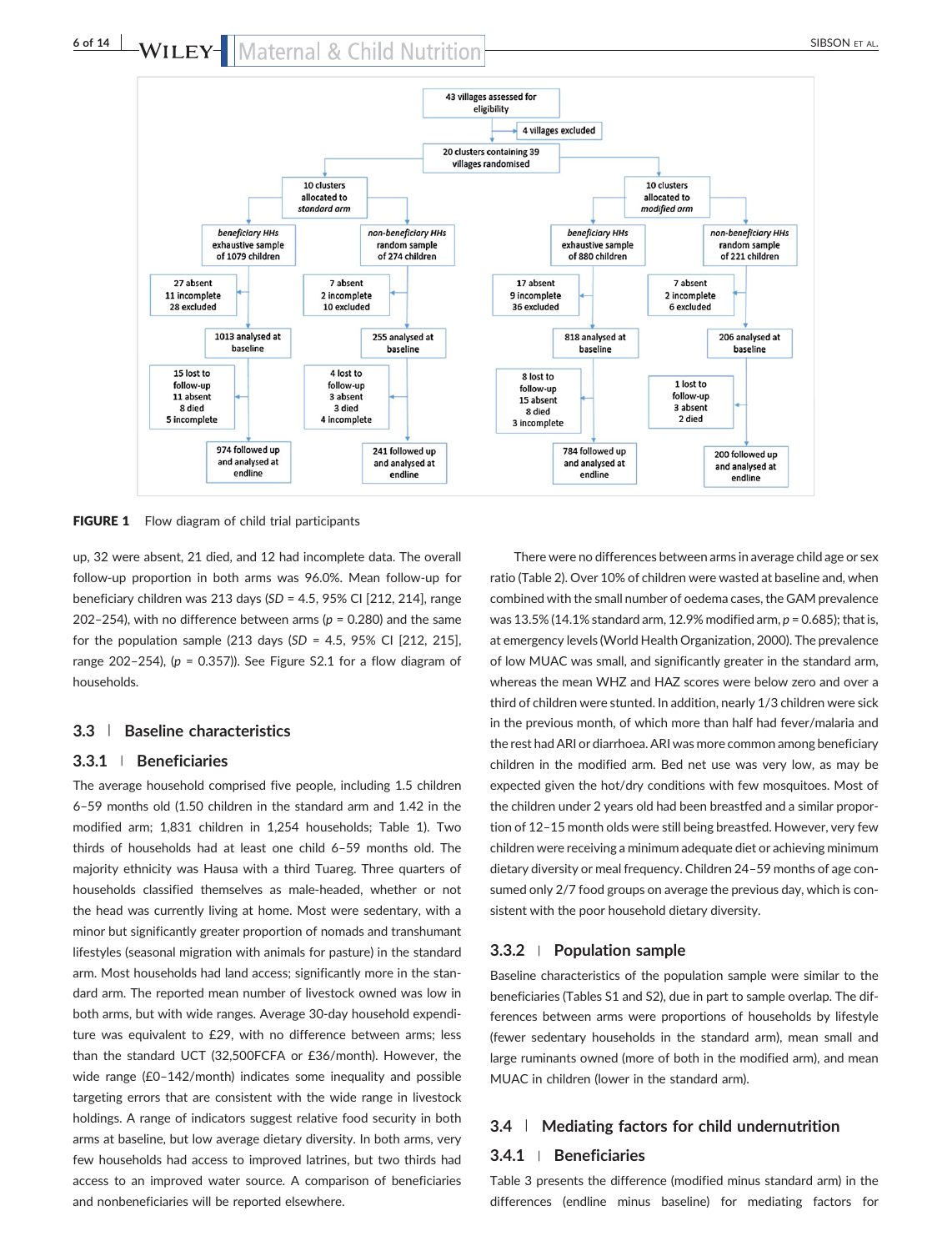FIGURE 1 Flow diagram of child trial participants

up, 32 were absent, 21 died, and 12 had incomplete data. The overall follow-up proportion in both arms was 96.0%. Mean follow-up for beneficiary children was 213 days (*SD* = 4.5, 95% CI [212, 214], range 202–254), with no difference between arms ($p$ = 0.280) and the same for the population sample (213 days (*SD* = 4.5, 95% CI [212, 215], range 202–254), ($p$ = 0.357)). See Figure S2.1 for a flow diagram of households.

### 3.3 | Baseline characteristics

#### 3.3.1 | Beneficiaries

The average household comprised five people, including 1.5 children 6–59 months old (1.50 children in the standard arm and 1.42 in the modified arm; 1,831 children in 1,254 households; Table 1). Two thirds of households had at least one child 6–59 months old. The majority ethnicity was Hausa with a third Tuareg. Three quarters of households classified themselves as male-headed, whether or not the head was currently living at home. Most were sedentary, with a minor but significantly greater proportion of nomads and transhumant lifestyles (seasonal migration with animals for pasture) in the standard arm. Most households had land access; significantly more in the standard arm. The reported mean number of livestock owned was low in both arms, but with wide ranges. Average 30-day household expenditure was equivalent to £29, with no difference between arms; less than the standard UCT (32,500FCFA or £36/month). However, the wide range (£0–142/month) indicates some inequality and possible targeting errors that are consistent with the wide range in livestock holdings. A range of indicators suggest relative food security in both arms at baseline, but low average dietary diversity. In both arms, very few households had access to improved latrines, but two thirds had access to an improved water source. A comparison of beneficiaries and nonbeneficiaries will be reported elsewhere.

There were no differences between arms in average child age or sex ratio (Table 2). Over 10% of children were wasted at baseline and, when combined with the small number of oedema cases, the GAM prevalence was 13.5% (14.1% standard arm, 12.9% modified arm, $p$ = 0.685); that is, at emergency levels (World Health Organization, 2000). The prevalence of low MUAC was small, and significantly greater in the standard arm, whereas the mean WHZ and HAZ scores were below zero and over a third of children were stunted. In addition, nearly 1/3 children were sick in the previous month, of which more than half had fever/malaria and the rest had ARI or diarrhoea. ARI was more common among beneficiary children in the modified arm. Bed net use was very low, as may be expected given the hot/dry conditions with few mosquitoes. Most of the children under 2 years old had been breastfed and a similar proportion of 12–15 month olds were still being breastfed. However, very few children were receiving a minimum adequate diet or achieving minimum dietary diversity or meal frequency. Children 24–59 months of age consumed only 2/7 food groups on average the previous day, which is consistent with the poor household dietary diversity.

#### 3.3.2 | Population sample

Baseline characteristics of the population sample were similar to the beneficiaries (Tables S1 and S2), due in part to sample overlap. The differences between arms were proportions of households by lifestyle (fewer sedentary households in the standard arm), mean small and large ruminants owned (more of both in the modified arm), and mean MUAC in children (lower in the standard arm).

### 3.4 | Mediating factors for child undernutrition

#### 3.4.1 | Beneficiaries

Table 3 presents the difference (modified minus standard arm) in the differences (endline minus baseline) for mediating factors for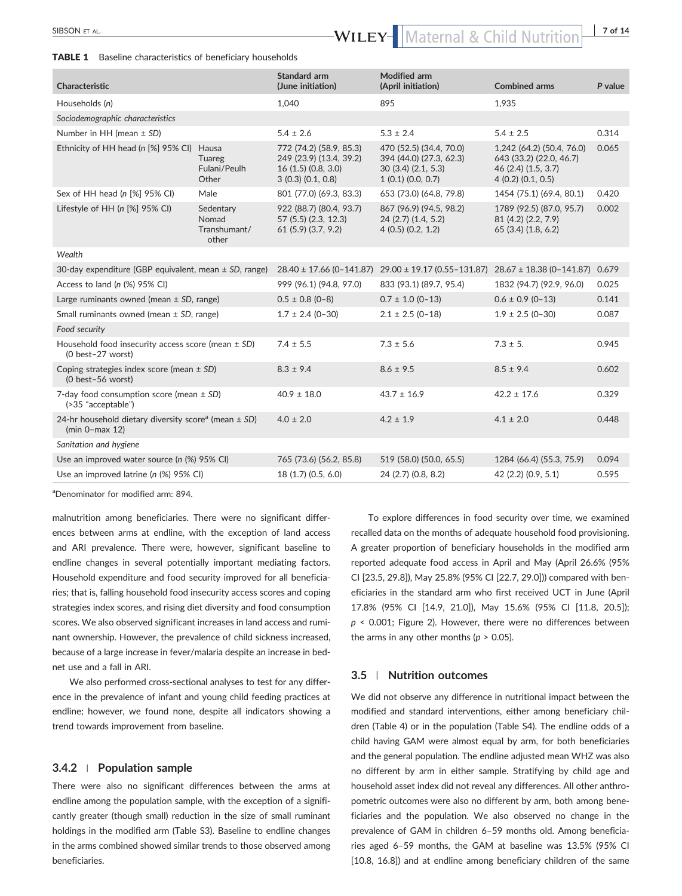**TABLE 1** Baseline characteristics of beneficiary households

| Characteristic | | Standard arm (June initiation) | Modified arm (April initiation) | Combined arms | P value |
|---|---|---|---|---|---|
| Households (*n*) | | 1,040 | 895 | 1,935 | |
| *Sociodemographic characteristics* | | | | | |
| Number in HH (mean ± *SD*) | | 5.4 ± 2.6 | 5.3 ± 2.4 | 5.4 ± 2.5 | 0.314 |
| Ethnicity of HH head (*n* [%] 95% CI) | Hausa<br>Tuareg<br>Fulani/Peulh<br>Other | 772 (74.2) (58.9, 85.3)<br>249 (23.9) (13.4, 39.2)<br>16 (1.5) (0.8, 3.0)<br>3 (0.3) (0.1, 0.8) | 470 (52.5) (34.4, 70.0)<br>394 (44.0) (27.3, 62.3)<br>30 (3.4) (2.1, 5.3)<br>1 (0.1) (0.0, 0.7) | 1,242 (64.2) (50.4, 76.0)<br>643 (33.2) (22.0, 46.7)<br>46 (2.4) (1.5, 3.7)<br>4 (0.2) (0.1, 0.5) | 0.065 |
| Sex of HH head (*n* [%] 95% CI) | Male | 801 (77.0) (69.3, 83.3) | 653 (73.0) (64.8, 79.8) | 1454 (75.1) (69.4, 80.1) | 0.420 |
| Lifestyle of HH (*n* [%] 95% CI) | Sedentary<br>Nomad<br>Transhumant/other | 922 (88.7) (80.4, 93.7)<br>57 (5.5) (2.3, 12.3)<br>61 (5.9) (3.7, 9.2) | 867 (96.9) (94.5, 98.2)<br>24 (2.7) (1.4, 5.2)<br>4 (0.5) (0.2, 1.2) | 1789 (92.5) (87.0, 95.7)<br>81 (4.2) (2.2, 7.9)<br>65 (3.4) (1.8, 6.2) | 0.002 |
| *Wealth* | | | | | |
| 30-day expenditure (GBP equivalent, mean ± *SD*, range) | | 28.40 ± 17.66 (0–141.87) | 29.00 ± 19.17 (0.55–131.87) | 28.67 ± 18.38 (0–141.87) | 0.679 |
| Access to land (*n* (%) 95% CI) | | 999 (96.1) (94.8, 97.0) | 833 (93.1) (89.7, 95.4) | 1832 (94.7) (92.9, 96.0) | 0.025 |
| Large ruminants owned (mean ± *SD*, range) | | 0.5 ± 0.8 (0–8) | 0.7 ± 1.0 (0–13) | 0.6 ± 0.9 (0–13) | 0.141 |
| Small ruminants owned (mean ± *SD*, range) | | 1.7 ± 2.4 (0–30) | 2.1 ± 2.5 (0–18) | 1.9 ± 2.5 (0–30) | 0.087 |
| *Food security* | | | | | |
| Household food insecurity access score (mean ± *SD*) (0 best–27 worst) | | 7.4 ± 5.5 | 7.3 ± 5.6 | 7.3 ± 5. | 0.945 |
| Coping strategies index score (mean ± *SD*) (0 best–56 worst) | | 8.3 ± 9.4 | 8.6 ± 9.5 | 8.5 ± 9.4 | 0.602 |
| 7-day food consumption score (mean ± *SD*) (>35 "acceptable") | | 40.9 ± 18.0 | 43.7 ± 16.9 | 42.2 ± 17.6 | 0.329 |
| 24-hr household dietary diversity score[a] (mean ± *SD*) (min 0–max 12) | | 4.0 ± 2.0 | 4.2 ± 1.9 | 4.1 ± 2.0 | 0.448 |
| *Sanitation and hygiene* | | | | | |
| Use an improved water source (*n* (%) 95% CI) | | 765 (73.6) (56.2, 85.8) | 519 (58.0) (50.0, 65.5) | 1284 (66.4) (55.3, 75.9) | 0.094 |
| Use an improved latrine (*n* (%) 95% CI) | | 18 (1.7) (0.5, 6.0) | 24 (2.7) (0.8, 8.2) | 42 (2.2) (0.9, 5.1) | 0.595 |

[a]Denominator for modified arm: 894.

malnutrition among beneficiaries. There were no significant differences between arms at endline, with the exception of land access and ARI prevalence. There were, however, significant baseline to endline changes in several potentially important mediating factors. Household expenditure and food security improved for all beneficiaries; that is, falling household food insecurity access scores and coping strategies index scores, and rising diet diversity and food consumption scores. We also observed significant increases in land access and ruminant ownership. However, the prevalence of child sickness increased, because of a large increase in fever/malaria despite an increase in bednet use and a fall in ARI.

We also performed cross-sectional analyses to test for any difference in the prevalence of infant and young child feeding practices at endline; however, we found none, despite all indicators showing a trend towards improvement from baseline.

### 3.4.2 | Population sample

There were also no significant differences between the arms at endline among the population sample, with the exception of a significantly greater (though small) reduction in the size of small ruminant holdings in the modified arm (Table S3). Baseline to endline changes in the arms combined showed similar trends to those observed among beneficiaries.

To explore differences in food security over time, we examined recalled data on the months of adequate household food provisioning. A greater proportion of beneficiary households in the modified arm reported adequate food access in April and May (April 26.6% (95% CI [23.5, 29.8]), May 25.8% (95% CI [22.7, 29.0])) compared with beneficiaries in the standard arm who first received UCT in June (April 17.8% (95% CI [14.9, 21.0]), May 15.6% (95% CI [11.8, 20.5]); $p < 0.001$; Figure 2). However, there were no differences between the arms in any other months ($p > 0.05$).

## 3.5 | Nutrition outcomes

We did not observe any difference in nutritional impact between the modified and standard interventions, either among beneficiary children (Table 4) or in the population (Table S4). The endline odds of a child having GAM were almost equal by arm, for both beneficiaries and the general population. The endline adjusted mean WHZ was also no different by arm in either sample. Stratifying by child age and household asset index did not reveal any differences. All other anthropometric outcomes were also no different by arm, both among beneficiaries and the population. We also observed no change in the prevalence of GAM in children 6–59 months old. Among beneficiaries aged 6–59 months, the GAM at baseline was 13.5% (95% CI [10.8, 16.8]) and at endline among beneficiary children of the same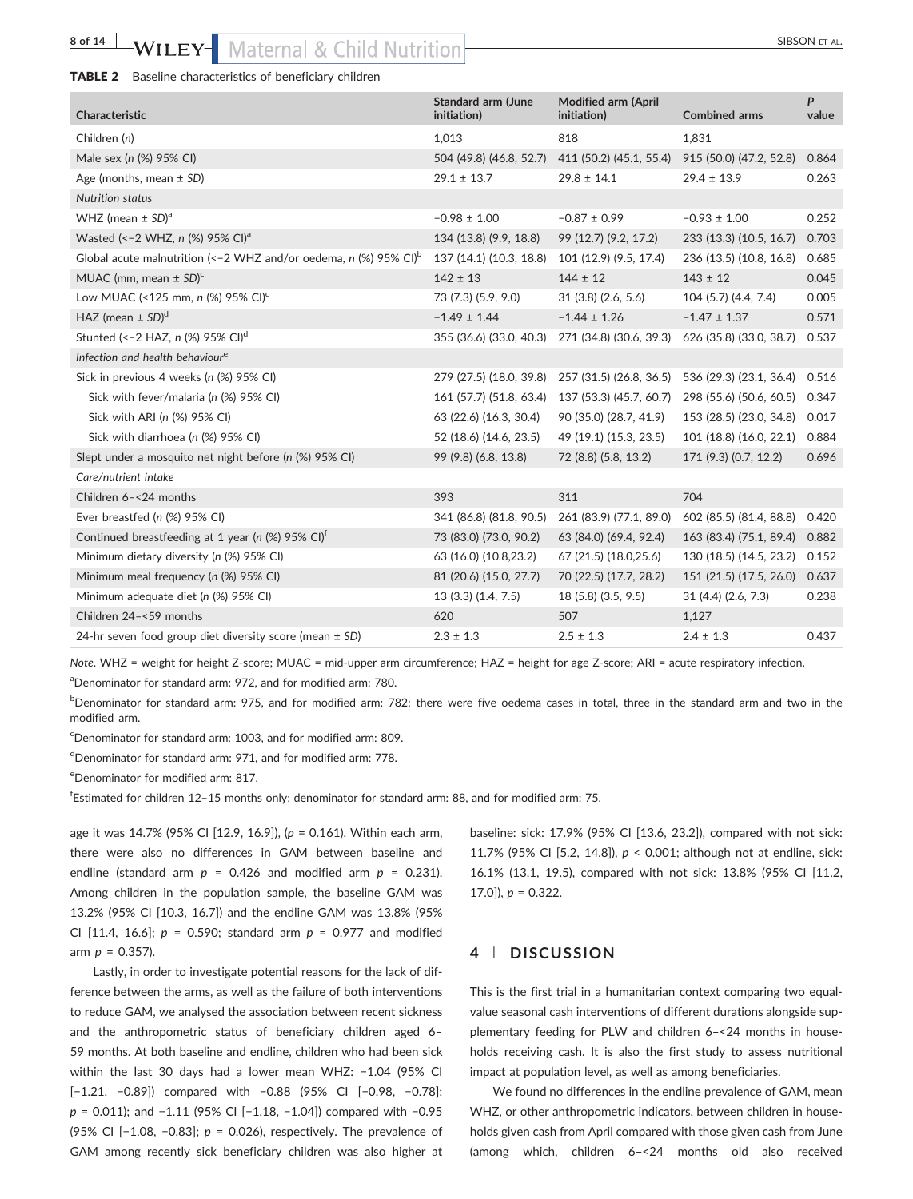**TABLE 2** Baseline characteristics of beneficiary children

| Characteristic | Standard arm (June initiation) | Modified arm (April initiation) | Combined arms | P value |
|---|---|---|---|---|
| Children (n) | 1,013 | 818 | 1,831 | |
| Male sex (n (%) 95% CI) | 504 (49.8) (46.8, 52.7) | 411 (50.2) (45.1, 55.4) | 915 (50.0) (47.2, 52.8) | 0.864 |
| Age (months, mean ± SD) | 29.1 ± 13.7 | 29.8 ± 14.1 | 29.4 ± 13.9 | 0.263 |
| *Nutrition status* | | | | |
| WHZ (mean ± SD)[a] | −0.98 ± 1.00 | −0.87 ± 0.99 | −0.93 ± 1.00 | 0.252 |
| Wasted (<−2 WHZ, n (%) 95% CI)[a] | 134 (13.8) (9.9, 18.8) | 99 (12.7) (9.2, 17.2) | 233 (13.3) (10.5, 16.7) | 0.703 |
| Global acute malnutrition (<−2 WHZ and/or oedema, n (%) 95% CI)[b] | 137 (14.1) (10.3, 18.8) | 101 (12.9) (9.5, 17.4) | 236 (13.5) (10.8, 16.8) | 0.685 |
| MUAC (mm, mean ± SD)[c] | 142 ± 13 | 144 ± 12 | 143 ± 12 | 0.045 |
| Low MUAC (<125 mm, n (%) 95% CI)[c] | 73 (7.3) (5.9, 9.0) | 31 (3.8) (2.6, 5.6) | 104 (5.7) (4.4, 7.4) | 0.005 |
| HAZ (mean ± SD)[d] | −1.49 ± 1.44 | −1.44 ± 1.26 | −1.47 ± 1.37 | 0.571 |
| Stunted (<−2 HAZ, n (%) 95% CI)[d] | 355 (36.6) (33.0, 40.3) | 271 (34.8) (30.6, 39.3) | 626 (35.8) (33.0, 38.7) | 0.537 |
| *Infection and health behaviour*[e] | | | | |
| Sick in previous 4 weeks (n (%) 95% CI) | 279 (27.5) (18.0, 39.8) | 257 (31.5) (26.8, 36.5) | 536 (29.3) (23.1, 36.4) | 0.516 |
| Sick with fever/malaria (n (%) 95% CI) | 161 (57.7) (51.8, 63.4) | 137 (53.3) (45.7, 60.7) | 298 (55.6) (50.6, 60.5) | 0.347 |
| Sick with ARI (n (%) 95% CI) | 63 (22.6) (16.3, 30.4) | 90 (35.0) (28.7, 41.9) | 153 (28.5) (23.0, 34.8) | 0.017 |
| Sick with diarrhoea (n (%) 95% CI) | 52 (18.6) (14.6, 23.5) | 49 (19.1) (15.3, 23.5) | 101 (18.8) (16.0, 22.1) | 0.884 |
| Slept under a mosquito net night before (n (%) 95% CI) | 99 (9.8) (6.8, 13.8) | 72 (8.8) (5.8, 13.2) | 171 (9.3) (0.7, 12.2) | 0.696 |
| *Care/nutrient intake* | | | | |
| Children 6–<24 months | 393 | 311 | 704 | |
| Ever breastfed (n (%) 95% CI) | 341 (86.8) (81.8, 90.5) | 261 (83.9) (77.1, 89.0) | 602 (85.5) (81.4, 88.8) | 0.420 |
| Continued breastfeeding at 1 year (n (%) 95% CI)[f] | 73 (83.0) (73.0, 90.2) | 63 (84.0) (69.4, 92.4) | 163 (83.4) (75.1, 89.4) | 0.882 |
| Minimum dietary diversity (n (%) 95% CI) | 63 (16.0) (10.8,23.2) | 67 (21.5) (18.0,25.6) | 130 (18.5) (14.5, 23.2) | 0.152 |
| Minimum meal frequency (n (%) 95% CI) | 81 (20.6) (15.0, 27.7) | 70 (22.5) (17.7, 28.2) | 151 (21.5) (17.5, 26.0) | 0.637 |
| Minimum adequate diet (n (%) 95% CI) | 13 (3.3) (1.4, 7.5) | 18 (5.8) (3.5, 9.5) | 31 (4.4) (2.6, 7.3) | 0.238 |
| Children 24–<59 months | 620 | 507 | 1,127 | |
| 24-hr seven food group diet diversity score (mean ± SD) | 2.3 ± 1.3 | 2.5 ± 1.3 | 2.4 ± 1.3 | 0.437 |

*Note*. WHZ = weight for height Z-score; MUAC = mid-upper arm circumference; HAZ = height for age Z-score; ARI = acute respiratory infection.

[a]Denominator for standard arm: 972, and for modified arm: 780.

[b]Denominator for standard arm: 975, and for modified arm: 782; there were five oedema cases in total, three in the standard arm and two in the modified arm.

[c]Denominator for standard arm: 1003, and for modified arm: 809.

[d]Denominator for standard arm: 971, and for modified arm: 778.

[e]Denominator for modified arm: 817.

[f]Estimated for children 12–15 months only; denominator for standard arm: 88, and for modified arm: 75.

age it was 14.7% (95% CI [12.9, 16.9]), ($p$ = 0.161). Within each arm, there were also no differences in GAM between baseline and endline (standard arm $p$ = 0.426 and modified arm $p$ = 0.231). Among children in the population sample, the baseline GAM was 13.2% (95% CI [10.3, 16.7]) and the endline GAM was 13.8% (95% CI [11.4, 16.6]; $p$ = 0.590; standard arm $p$ = 0.977 and modified arm $p$ = 0.357).

Lastly, in order to investigate potential reasons for the lack of difference between the arms, as well as the failure of both interventions to reduce GAM, we analysed the association between recent sickness and the anthropometric status of beneficiary children aged 6–59 months. At both baseline and endline, children who had been sick within the last 30 days had a lower mean WHZ: −1.04 (95% CI [−1.21, −0.89]) compared with −0.88 (95% CI [−0.98, −0.78]; $p$ = 0.011); and −1.11 (95% CI [−1.18, −1.04]) compared with −0.95 (95% CI [−1.08, −0.83]; $p$ = 0.026), respectively. The prevalence of GAM among recently sick beneficiary children was also higher at baseline: sick: 17.9% (95% CI [13.6, 23.2]), compared with not sick: 11.7% (95% CI [5.2, 14.8]), $p$ < 0.001; although not at endline, sick: 16.1% (13.1, 19.5), compared with not sick: 13.8% (95% CI [11.2, 17.0]), $p$ = 0.322.

## 4 | DISCUSSION

This is the first trial in a humanitarian context comparing two equal-value seasonal cash interventions of different durations alongside supplementary feeding for PLW and children 6–<24 months in households receiving cash. It is also the first study to assess nutritional impact at population level, as well as among beneficiaries.

We found no differences in the endline prevalence of GAM, mean WHZ, or other anthropometric indicators, between children in households given cash from April compared with those given cash from June (among which, children 6–<24 months old also received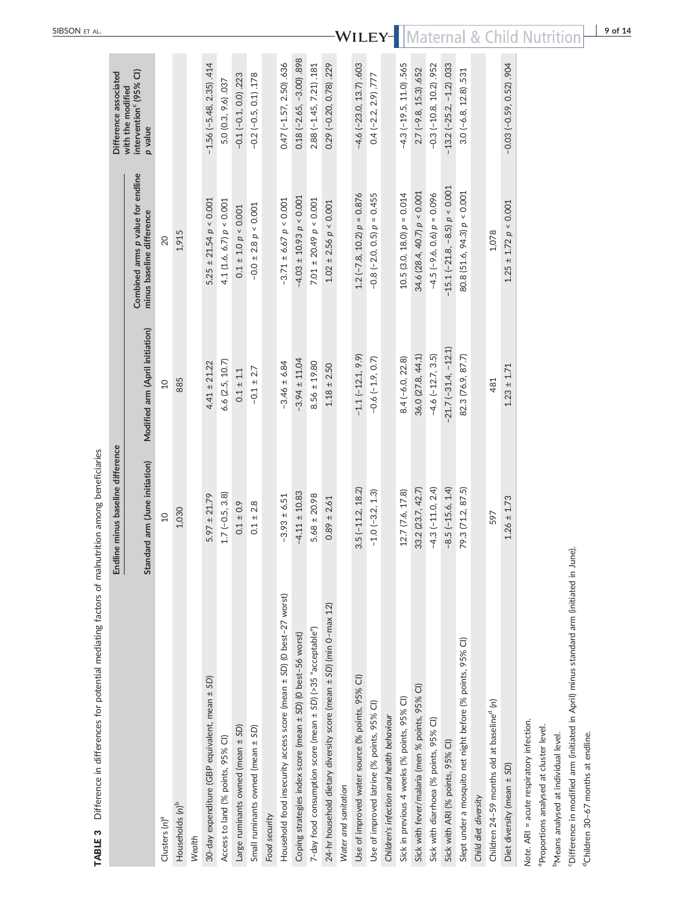**TABLE 3** Difference in differences for potential mediating factors of malnutrition among beneficiaries

| | Endline minus baseline difference | | | Difference associated with the modified intervention[c] (95% CI) p value |
|---|---|---|---|---|
| | Standard arm (June initiation) | Modified arm (April initiation) | Combined arms p value for endline minus baseline difference | |
| Clusters (n)[a] | 10 | 10 | 20 | |
| Households (n)[b] | 1,030 | 885 | 1,915 | |
| *Wealth* | | | | |
| 30-day expenditure (GBP equivalent, mean ± SD) | 5.97 ± 21.79 | 4.41 ± 21.22 | 5.25 ± 21.54 p < 0.001 | −1.56 (−5.48, 2.35) .414 |
| Access to land (% points, 95% CI) | 1.7 (−0.5, 3.8) | 6.6 (2.5, 10.7) | 4.1 (1.6, 6.7) p < 0.001 | 5.0 (0.3, 9.6) .037 |
| Large ruminants owned (mean ± SD) | 0.1 ± 0.9 | 0.1 ± 1.1 | 0.1 ± 1.0 p < 0.001 | −0.1 (−0.1, 0.0) .223 |
| Small ruminants owned (mean ± SD) | 0.1 ± 2.8 | −0.1 ± 2.7 | −0.0 ± 2.8 p < 0.001 | −0.2 (−0.5, 0.1) .178 |
| *Food security* | | | | |
| Household food insecurity access score (mean ± SD) (0 best–27 worst) | −3.93 ± 6.51 | −3.46 ± 6.84 | −3.71 ± 6.67 p < 0.001 | 0.47 (−1.57, 2.50) .636 |
| Coping strategies index score (mean ± SD) (0 best–56 worst) | −4.11 ± 10.83 | −3.94 ± 11.04 | −4.03 ± 10.93 p < 0.001 | 0.18 (−2.65, −3.00) .898 |
| 7-day food consumption score (mean ± SD) (>35 "acceptable") | 5.68 ± 20.98 | 8.56 ± 19.80 | 7.01 ± 20.49 p < 0.001 | 2.88 (−1.45, 7.21) .181 |
| 24-hr household dietary diversity score (mean ± SD) (min 0–max 12) | 0.89 ± 2.61 | 1.18 ± 2.50 | 1.02 ± 2.56 p < 0.001 | 0.29 (−0.20, 0.78) .229 |
| *Water and sanitation* | | | | |
| Use of improved water source (% points, 95% CI) | 3.5 (−11.2, 18.2) | −1.1 (−12.1, 9.9) | 1.2 (−7.8, 10.2) p = 0.876 | −4.6 (−23.0, 13.7) .603 |
| Use of improved latrine (% points, 95% CI) | −1.0 (−3.2, 1.3) | −0.6 (−1.9, 0.7) | −0.8 (−2.0, 0.5) p = 0.455 | 0.4 (−2.2, 2.9) .777 |
| *Children's infection and health behaviour* | | | | |
| Sick in previous 4 weeks (% points, 95% CI) | 12.7 (7.6, 17.8) | 8.4 (−6.0, 22.8) | 10.5 (3.0, 18.0) p = 0.014 | −4.3 (−19.5, 11.0) .565 |
| Sick with fever/malaria (men % points, 95% CI) | 33.2 (23.7, 42.7) | 36.0 (27.8, 44.1) | 34.6 (28.4, 40.7) p < 0.001 | 2.7 (−9.8, 15.3) .652 |
| Sick with diarrhoea (% points, 95% CI) | −4.3 (−11.0, 2.4) | −4.6 (−12.7, 3.5) | −4.5 (−9.6, 0.6) p = 0.096 | −0.3 (−10.8, 10.2) .952 |
| Sick with ARI (% points, 95% CI) | −8.5 (−15.6, 1.4) | −21.7 (−31.4, −12.1) | −15.1 (−21.8, −8.5) p < 0.001 | −13.2 (−25.2, −1.2) .033 |
| Slept under a mosquito net night before (% points, 95% CI) | 79.3 (71.2, 87.5) | 82.3 (76.9, 87.7) | 80.8 (51.6, 94.3) p < 0.001 | 3.0 (−6.8, 12.8) .531 |
| *Child diet diversity* | | | | |
| Children 24–59 months old at baseline[d] (n) | 597 | 481 | 1,078 | |
| Diet diversity (mean ± SD) | 1.26 ± 1.73 | 1.23 ± 1.71 | 1.25 ± 1.72 p < 0.001 | −0.03 (−0.59, 0.52) .904 |

*Note.* ARI = acute respiratory infection.

[a]Proportions analysed at cluster level.

[b]Means analysed at individual level.

[c]Difference in modified arm (initiated in April) minus standard arm (initiated in June).

[d]Children 30–67 months at endline.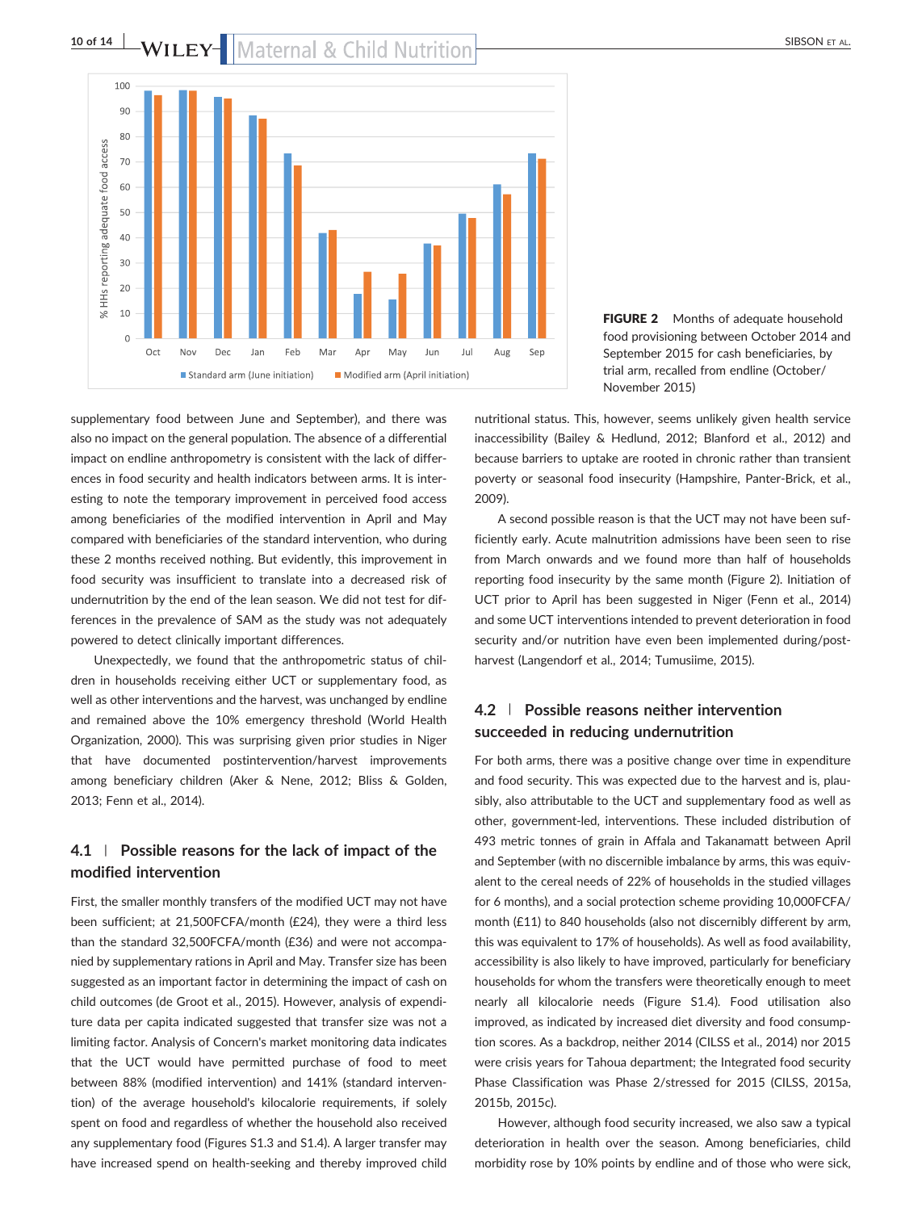FIGURE 2 Months of adequate household food provisioning between October 2014 and September 2015 for cash beneficiaries, by trial arm, recalled from endline (October/November 2015)

supplementary food between June and September), and there was also no impact on the general population. The absence of a differential impact on endline anthropometry is consistent with the lack of differences in food security and health indicators between arms. It is interesting to note the temporary improvement in perceived food access among beneficiaries of the modified intervention in April and May compared with beneficiaries of the standard intervention, who during these 2 months received nothing. But evidently, this improvement in food security was insufficient to translate into a decreased risk of undernutrition by the end of the lean season. We did not test for differences in the prevalence of SAM as the study was not adequately powered to detect clinically important differences.

Unexpectedly, we found that the anthropometric status of children in households receiving either UCT or supplementary food, as well as other interventions and the harvest, was unchanged by endline and remained above the 10% emergency threshold (World Health Organization, 2000). This was surprising given prior studies in Niger that have documented postintervention/harvest improvements among beneficiary children (Aker & Nene, 2012; Bliss & Golden, 2013; Fenn et al., 2014).

### 4.1 | Possible reasons for the lack of impact of the modified intervention

First, the smaller monthly transfers of the modified UCT may not have been sufficient; at 21,500FCFA/month (£24), they were a third less than the standard 32,500FCFA/month (£36) and were not accompanied by supplementary rations in April and May. Transfer size has been suggested as an important factor in determining the impact of cash on child outcomes (de Groot et al., 2015). However, analysis of expenditure data per capita indicated suggested that transfer size was not a limiting factor. Analysis of Concern's market monitoring data indicates that the UCT would have permitted purchase of food to meet between 88% (modified intervention) and 141% (standard intervention) of the average household's kilocalorie requirements, if solely spent on food and regardless of whether the household also received any supplementary food (Figures S1.3 and S1.4). A larger transfer may have increased spend on health-seeking and thereby improved child nutritional status. This, however, seems unlikely given health service inaccessibility (Bailey & Hedlund, 2012; Blanford et al., 2012) and because barriers to uptake are rooted in chronic rather than transient poverty or seasonal food insecurity (Hampshire, Panter-Brick, et al., 2009).

A second possible reason is that the UCT may not have been sufficiently early. Acute malnutrition admissions have been seen to rise from March onwards and we found more than half of households reporting food insecurity by the same month (Figure 2). Initiation of UCT prior to April has been suggested in Niger (Fenn et al., 2014) and some UCT interventions intended to prevent deterioration in food security and/or nutrition have even been implemented during/post-harvest (Langendorf et al., 2014; Tumusiime, 2015).

### 4.2 | Possible reasons neither intervention succeeded in reducing undernutrition

For both arms, there was a positive change over time in expenditure and food security. This was expected due to the harvest and is, plausibly, also attributable to the UCT and supplementary food as well as other, government-led, interventions. These included distribution of 493 metric tonnes of grain in Affala and Takanamatt between April and September (with no discernible imbalance by arms, this was equivalent to the cereal needs of 22% of households in the studied villages for 6 months), and a social protection scheme providing 10,000FCFA/month (£11) to 840 households (also not discernibly different by arm, this was equivalent to 17% of households). As well as food availability, accessibility is also likely to have improved, particularly for beneficiary households for whom the transfers were theoretically enough to meet nearly all kilocalorie needs (Figure S1.4). Food utilisation also improved, as indicated by increased diet diversity and food consumption scores. As a backdrop, neither 2014 (CILSS et al., 2014) nor 2015 were crisis years for Tahoua department; the Integrated food security Phase Classification was Phase 2/stressed for 2015 (CILSS, 2015a, 2015b, 2015c).

However, although food security increased, we also saw a typical deterioration in health over the season. Among beneficiaries, child morbidity rose by 10% points by endline and of those who were sick,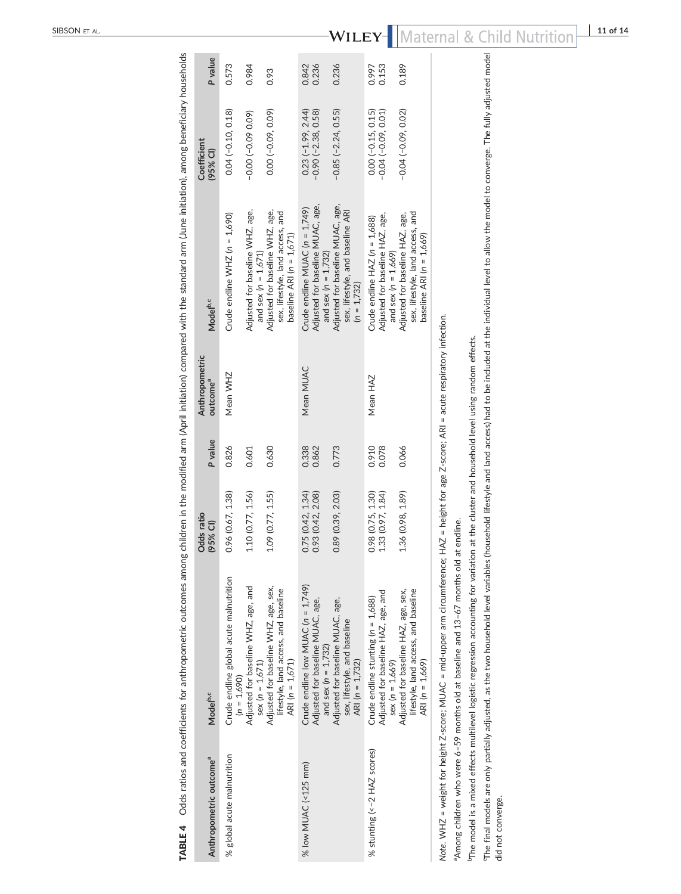**TABLE 4** Odds ratios and coefficients for anthropometric outcomes among children in the modified arm (April initiation) compared with the standard arm (June initiation), among beneficiary households

| Anthropometric outcome[a] | Model[b,c] | Odds ratio (95% CI) | P value | Anthropometric outcome[a] | Model[b,c] | Coefficient (95% CI) | P value |
|---|---|---|---|---|---|---|---|
| % global acute malnutrition | Crude endline global acute malnutrition ($n$ = 1,690) | 0.96 (0.67, 1.38) | 0.826 | Mean WHZ | Crude endline WHZ ($n$ = 1,690) | 0.04 (−0.10, 0.18) | 0.573 |
| | Adjusted for baseline WHZ, age, and sex ($n$ = 1,671) | 1.10 (0.77, 1.56) | 0.601 | | Adjusted for baseline WHZ, age, and sex ($n$ = 1,671) | −0.00 (−0.09 0.09) | 0.984 |
| | Adjusted for baseline WHZ, age, sex, lifestyle, land access, and baseline ARI ($n$ = 1,671) | 1.09 (0.77, 1.55) | 0.630 | | Adjusted for baseline WHZ, age, sex, lifestyle, land access, and baseline ARI ($n$ = 1,671) | 0.00 (−0.09, 0.09) | 0.93 |
| % low MUAC (<125 mm) | Crude endline low MUAC ($n$ = 1,749) | 0.75 (0.42, 1.34) | 0.338 | Mean MUAC | Crude endline MUAC ($n$ = 1,749) | 0.23 (−1.99, 2.44) | 0.842 |
| | Adjusted for baseline MUAC, age, and sex ($n$ = 1,732) | 0.93 (0.42, 2.08) | 0.862 | | Adjusted for baseline MUAC, age, and sex ($n$ = 1,732) | −0.90 (−2.38, 0.58) | 0.236 |
| | Adjusted for baseline MUAC, age, sex, lifestyle, and baseline ARI ($n$ = 1,732) | 0.89 (0.39, 2.03) | 0.773 | | Adjusted for baseline MUAC, age, sex, lifestyle, and baseline ARI ($n$ = 1,732) | −0.85 (−2.24, 0.55) | 0.236 |
| % stunting (<−2 HAZ scores) | Crude endline stunting ($n$ = 1,688) | 0.98 (0.75, 1.30) | 0.910 | Mean HAZ | Crude endline HAZ ($n$ = 1,688) | 0.00 (−0.15, 0.15) | 0.997 |
| | Adjusted for baseline HAZ, age, and sex ($n$ = 1,669) | 1.33 (0.97, 1.84) | 0.078 | | Adjusted for baseline HAZ, age, and sex ($n$ = 1,669) | −0.04 (−0.09, 0.01) | 0.153 |
| | Adjusted for baseline HAZ, age, sex, lifestyle, land access, and baseline ARI ($n$ = 1,669) | 1.36 (0.98, 1.89) | 0.066 | | Adjusted for baseline HAZ, age, sex, lifestyle, land access, and baseline ARI ($n$ = 1,669) | −0.04 (−0.09, 0.02) | 0.189 |

*Note.* WHZ = weight for height Z-score; MUAC = mid-upper arm circumference; HAZ = height for age Z-score; ARI = acute respiratory infection.

[a]Among children who were 6–59 months old at baseline and 13–67 months old at endline.

[b]The model is a mixed effects multilevel logistic regression accounting for variation at the cluster and household level using random effects.

[c]The final models are only partially adjusted, as the two household level variables (household lifestyle and land access) had to be included at the individual level to allow the model to converge. The fully adjusted model did not converge.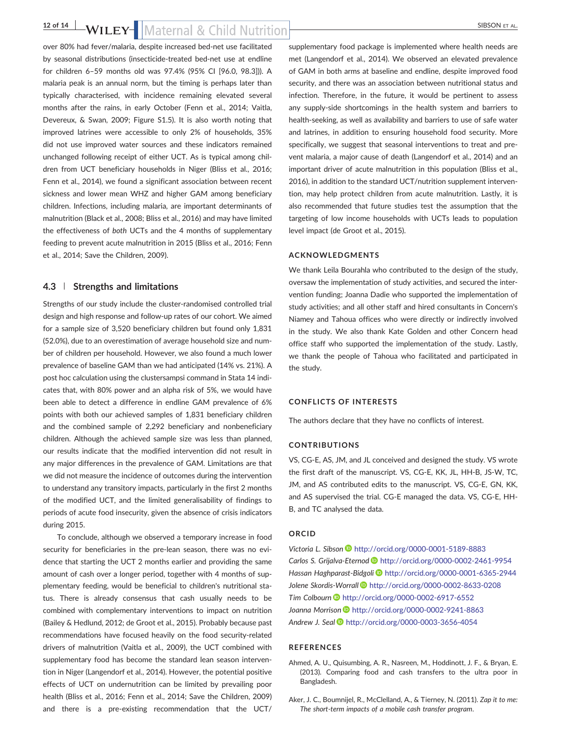over 80% had fever/malaria, despite increased bed-net use facilitated by seasonal distributions (insecticide-treated bed-net use at endline for children 6–59 months old was 97.4% (95% CI [96.0, 98.3])). A malaria peak is an annual norm, but the timing is perhaps later than typically characterised, with incidence remaining elevated several months after the rains, in early October (Fenn et al., 2014; Vaitla, Devereux, & Swan, 2009; Figure S1.5). It is also worth noting that improved latrines were accessible to only 2% of households, 35% did not use improved water sources and these indicators remained unchanged following receipt of either UCT. As is typical among children from UCT beneficiary households in Niger (Bliss et al., 2016; Fenn et al., 2014), we found a significant association between recent sickness and lower mean WHZ and higher GAM among beneficiary children. Infections, including malaria, are important determinants of malnutrition (Black et al., 2008; Bliss et al., 2016) and may have limited the effectiveness of *both* UCTs and the 4 months of supplementary feeding to prevent acute malnutrition in 2015 (Bliss et al., 2016; Fenn et al., 2014; Save the Children, 2009).

### 4.3 | Strengths and limitations

Strengths of our study include the cluster-randomised controlled trial design and high response and follow-up rates of our cohort. We aimed for a sample size of 3,520 beneficiary children but found only 1,831 (52.0%), due to an overestimation of average household size and number of children per household. However, we also found a much lower prevalence of baseline GAM than we had anticipated (14% vs. 21%). A post hoc calculation using the clustersampsi command in Stata 14 indicates that, with 80% power and an alpha risk of 5%, we would have been able to detect a difference in endline GAM prevalence of 6% points with both our achieved samples of 1,831 beneficiary children and the combined sample of 2,292 beneficiary and nonbeneficiary children. Although the achieved sample size was less than planned, our results indicate that the modified intervention did not result in any major differences in the prevalence of GAM. Limitations are that we did not measure the incidence of outcomes during the intervention to understand any transitory impacts, particularly in the first 2 months of the modified UCT, and the limited generalisability of findings to periods of acute food insecurity, given the absence of crisis indicators during 2015.

To conclude, although we observed a temporary increase in food security for beneficiaries in the pre-lean season, there was no evidence that starting the UCT 2 months earlier and providing the same amount of cash over a longer period, together with 4 months of supplementary feeding, would be beneficial to children's nutritional status. There is already consensus that cash usually needs to be combined with complementary interventions to impact on nutrition (Bailey & Hedlund, 2012; de Groot et al., 2015). Probably because past recommendations have focused heavily on the food security-related drivers of malnutrition (Vaitla et al., 2009), the UCT combined with supplementary food has become the standard lean season intervention in Niger (Langendorf et al., 2014). However, the potential positive effects of UCT on undernutrition can be limited by prevailing poor health (Bliss et al., 2016; Fenn et al., 2014; Save the Children, 2009) and there is a pre-existing recommendation that the UCT/supplementary food package is implemented where health needs are met (Langendorf et al., 2014). We observed an elevated prevalence of GAM in both arms at baseline and endline, despite improved food security, and there was an association between nutritional status and infection. Therefore, in the future, it would be pertinent to assess any supply-side shortcomings in the health system and barriers to health-seeking, as well as availability and barriers to use of safe water and latrines, in addition to ensuring household food security. More specifically, we suggest that seasonal interventions to treat and prevent malaria, a major cause of death (Langendorf et al., 2014) and an important driver of acute malnutrition in this population (Bliss et al., 2016), in addition to the standard UCT/nutrition supplement intervention, may help protect children from acute malnutrition. Lastly, it is also recommended that future studies test the assumption that the targeting of low income households with UCTs leads to population level impact (de Groot et al., 2015).

## ACKNOWLEDGMENTS

We thank Leila Bourahla who contributed to the design of the study, oversaw the implementation of study activities, and secured the intervention funding; Joanna Dadie who supported the implementation of study activities; and all other staff and hired consultants in Concern's Niamey and Tahoua offices who were directly or indirectly involved in the study. We also thank Kate Golden and other Concern head office staff who supported the implementation of the study. Lastly, we thank the people of Tahoua who facilitated and participated in the study.

## CONFLICTS OF INTERESTS

The authors declare that they have no conflicts of interest.

## CONTRIBUTIONS

VS, CG-E, AS, JM, and JL conceived and designed the study. VS wrote the first draft of the manuscript. VS, CG-E, KK, JL, HH-B, JS-W, TC, JM, and AS contributed edits to the manuscript. VS, CG-E, GN, KK, and AS supervised the trial. CG-E managed the data. VS, CG-E, HH-B, and TC analysed the data.

## ORCID

*Victoria L. Sibson* http://orcid.org/0000-0001-5189-8883
*Carlos S. Grijalva-Eternod* http://orcid.org/0000-0002-2461-9954
*Hassan Haghparast-Bidgoli* http://orcid.org/0000-0001-6365-2944
*Jolene Skordis-Worrall* http://orcid.org/0000-0002-8633-0208
*Tim Colbourn* http://orcid.org/0000-0002-6917-6552
*Joanna Morrison* http://orcid.org/0000-0002-9241-8863
*Andrew J. Seal* http://orcid.org/0000-0003-3656-4054

## REFERENCES

Ahmed, A. U., Quisumbing, A. R., Nasreen, M., Hoddinott, J. F., & Bryan, E. (2013). Comparing food and cash transfers to the ultra poor in Bangladesh.

Aker, J. C., Boumnijel, R., McClelland, A., & Tierney, N. (2011). *Zap it to me: The short-term impacts of a mobile cash transfer program*.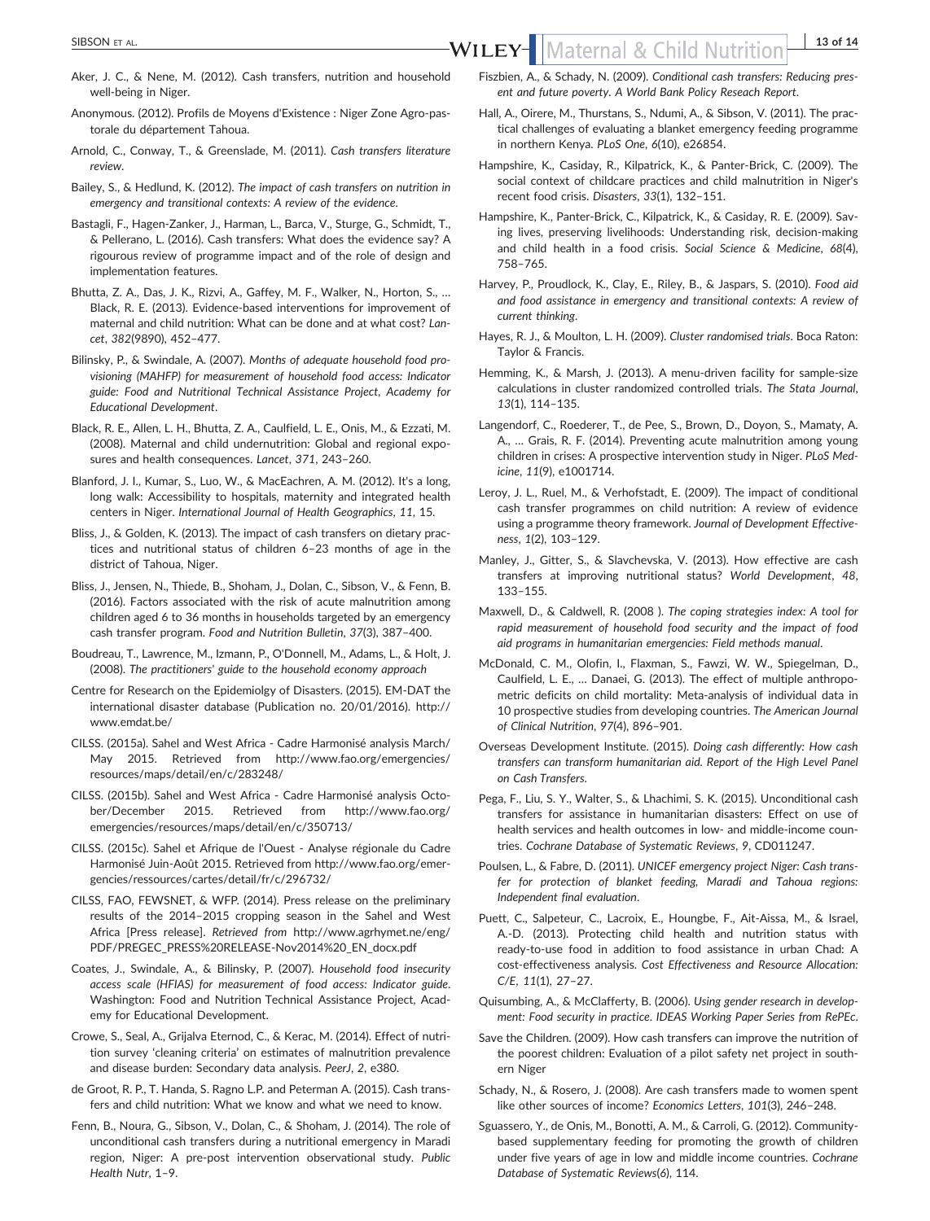Aker, J. C., & Nene, M. (2012). Cash transfers, nutrition and household well-being in Niger.

Anonymous. (2012). Profils de Moyens d'Existence : Niger Zone Agro-pastorale du département Tahoua.

Arnold, C., Conway, T., & Greenslade, M. (2011). *Cash transfers literature review*.

Bailey, S., & Hedlund, K. (2012). *The impact of cash transfers on nutrition in emergency and transitional contexts: A review of the evidence*.

Bastagli, F., Hagen-Zanker, J., Harman, L., Barca, V., Sturge, G., Schmidt, T., & Pellerano, L. (2016). Cash transfers: What does the evidence say? A rigorous review of programme impact and of the role of design and implementation features.

Bhutta, Z. A., Das, J. K., Rizvi, A., Gaffey, M. F., Walker, N., Horton, S., … Black, R. E. (2013). Evidence-based interventions for improvement of maternal and child nutrition: What can be done and at what cost? *Lancet*, *382*(9890), 452–477.

Bilinsky, P., & Swindale, A. (2007). *Months of adequate household food provisioning (MAHFP) for measurement of household food access: Indicator guide: Food and Nutritional Technical Assistance Project, Academy for Educational Development*.

Black, R. E., Allen, L. H., Bhutta, Z. A., Caulfield, L. E., Onis, M., & Ezzati, M. (2008). Maternal and child undernutrition: Global and regional exposures and health consequences. *Lancet*, *371*, 243–260.

Blanford, J. I., Kumar, S., Luo, W., & MacEachren, A. M. (2012). It's a long, long walk: Accessibility to hospitals, maternity and integrated health centers in Niger. *International Journal of Health Geographics*, *11*, 15.

Bliss, J., & Golden, K. (2013). The impact of cash transfers on dietary practices and nutritional status of children 6–23 months of age in the district of Tahoua, Niger.

Bliss, J., Jensen, N., Thiede, B., Shoham, J., Dolan, C., Sibson, V., & Fenn, B. (2016). Factors associated with the risk of acute malnutrition among children aged 6 to 36 months in households targeted by an emergency cash transfer program. *Food and Nutrition Bulletin*, *37*(3), 387–400.

Boudreau, T., Lawrence, M., Izmann, P., O'Donnell, M., Adams, L., & Holt, J. (2008). *The practitioners' guide to the household economy approach*

Centre for Research on the Epidemiolgy of Disasters. (2015). EM-DAT the international disaster database (Publication no. 20/01/2016). http://www.emdat.be/

CILSS. (2015a). Sahel and West Africa - Cadre Harmonisé analysis March/May 2015. Retrieved from http://www.fao.org/emergencies/resources/maps/detail/en/c/283248/

CILSS. (2015b). Sahel and West Africa - Cadre Harmonisé analysis October/December 2015. Retrieved from http://www.fao.org/emergencies/resources/maps/detail/en/c/350713/

CILSS. (2015c). Sahel et Afrique de l'Ouest - Analyse régionale du Cadre Harmonisé Juin-Août 2015. Retrieved from http://www.fao.org/emergencies/ressources/cartes/detail/fr/c/296732/

CILSS, FAO, FEWSNET, & WFP. (2014). Press release on the preliminary results of the 2014–2015 cropping season in the Sahel and West Africa [Press release]. *Retrieved from* http://www.agrhymet.ne/eng/PDF/PREGEC_PRESS%20RELEASE-Nov2014%20_EN_docx.pdf

Coates, J., Swindale, A., & Bilinsky, P. (2007). *Household food insecurity access scale (HFIAS) for measurement of food access: Indicator guide*. Washington: Food and Nutrition Technical Assistance Project, Academy for Educational Development.

Crowe, S., Seal, A., Grijalva Eternod, C., & Kerac, M. (2014). Effect of nutrition survey 'cleaning criteria' on estimates of malnutrition prevalence and disease burden: Secondary data analysis. *PeerJ*, *2*, e380.

de Groot, R. P., T. Handa, S. Ragno L.P. and Peterman A. (2015). Cash transfers and child nutrition: What we know and what we need to know.

Fenn, B., Noura, G., Sibson, V., Dolan, C., & Shoham, J. (2014). The role of unconditional cash transfers during a nutritional emergency in Maradi region, Niger: A pre-post intervention observational study. *Public Health Nutr*, 1–9.

Fiszbien, A., & Schady, N. (2009). *Conditional cash transfers: Reducing present and future poverty*. *A World Bank Policy Reseach Report*.

Hall, A., Oirere, M., Thurstans, S., Ndumi, A., & Sibson, V. (2011). The practical challenges of evaluating a blanket emergency feeding programme in northern Kenya. *PLoS One*, *6*(10), e26854.

Hampshire, K., Casiday, R., Kilpatrick, K., & Panter-Brick, C. (2009). The social context of childcare practices and child malnutrition in Niger's recent food crisis. *Disasters*, *33*(1), 132–151.

Hampshire, K., Panter-Brick, C., Kilpatrick, K., & Casiday, R. E. (2009). Saving lives, preserving livelihoods: Understanding risk, decision-making and child health in a food crisis. *Social Science & Medicine*, *68*(4), 758–765.

Harvey, P., Proudlock, K., Clay, E., Riley, B., & Jaspars, S. (2010). *Food aid and food assistance in emergency and transitional contexts: A review of current thinking*.

Hayes, R. J., & Moulton, L. H. (2009). *Cluster randomised trials*. Boca Raton: Taylor & Francis.

Hemming, K., & Marsh, J. (2013). A menu-driven facility for sample-size calculations in cluster randomized controlled trials. *The Stata Journal*, *13*(1), 114–135.

Langendorf, C., Roederer, T., de Pee, S., Brown, D., Doyon, S., Mamaty, A. A., … Grais, R. F. (2014). Preventing acute malnutrition among young children in crises: A prospective intervention study in Niger. *PLoS Medicine*, *11*(9), e1001714.

Leroy, J. L., Ruel, M., & Verhofstadt, E. (2009). The impact of conditional cash transfer programmes on child nutrition: A review of evidence using a programme theory framework. *Journal of Development Effectiveness*, *1*(2), 103–129.

Manley, J., Gitter, S., & Slavchevska, V. (2013). How effective are cash transfers at improving nutritional status? *World Development*, *48*, 133–155.

Maxwell, D., & Caldwell, R. (2008 ). *The coping strategies index: A tool for rapid measurement of household food security and the impact of food aid programs in humanitarian emergencies: Field methods manual*.

McDonald, C. M., Olofin, I., Flaxman, S., Fawzi, W. W., Spiegelman, D., Caulfield, L. E., … Danaei, G. (2013). The effect of multiple anthropometric deficits on child mortality: Meta-analysis of individual data in 10 prospective studies from developing countries. *The American Journal of Clinical Nutrition*, *97*(4), 896–901.

Overseas Development Institute. (2015). *Doing cash differently: How cash transfers can transform humanitarian aid. Report of the High Level Panel on Cash Transfers*.

Pega, F., Liu, S. Y., Walter, S., & Lhachimi, S. K. (2015). Unconditional cash transfers for assistance in humanitarian disasters: Effect on use of health services and health outcomes in low- and middle-income countries. *Cochrane Database of Systematic Reviews*, *9*, CD011247.

Poulsen, L., & Fabre, D. (2011). *UNICEF emergency project Niger: Cash transfer for protection of blanket feeding, Maradi and Tahoua regions: Independent final evaluation*.

Puett, C., Salpeteur, C., Lacroix, E., Houngbe, F., Ait-Aissa, M., & Israel, A.-D. (2013). Protecting child health and nutrition status with ready-to-use food in addition to food assistance in urban Chad: A cost-effectiveness analysis. *Cost Effectiveness and Resource Allocation: C/E*, *11*(1), 27–27.

Quisumbing, A., & McClafferty, B. (2006). *Using gender research in development: Food security in practice*. *IDEAS Working Paper Series from RePEc*.

Save the Children. (2009). How cash transfers can improve the nutrition of the poorest children: Evaluation of a pilot safety net project in southern Niger

Schady, N., & Rosero, J. (2008). Are cash transfers made to women spent like other sources of income? *Economics Letters*, *101*(3), 246–248.

Sguassero, Y., de Onis, M., Bonotti, A. M., & Carroli, G. (2012). Community-based supplementary feeding for promoting the growth of children under five years of age in low and middle income countries. *Cochrane Database of Systematic Reviews*(*6*), 114.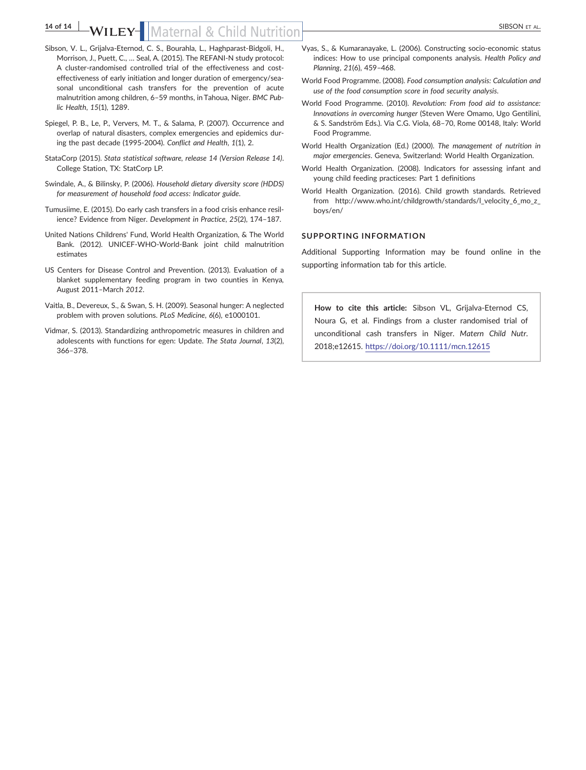Sibson, V. L., Grijalva-Eternod, C. S., Bourahla, L., Haghparast-Bidgoli, H., Morrison, J., Puett, C., … Seal, A. (2015). The REFANI-N study protocol: A cluster-randomised controlled trial of the effectiveness and cost-effectiveness of early initiation and longer duration of emergency/seasonal unconditional cash transfers for the prevention of acute malnutrition among children, 6–59 months, in Tahoua, Niger. *BMC Public Health*, *15*(1), 1289.

Spiegel, P. B., Le, P., Ververs, M. T., & Salama, P. (2007). Occurrence and overlap of natural disasters, complex emergencies and epidemics during the past decade (1995-2004). *Conflict and Health*, *1*(1), 2.

StataCorp (2015). *Stata statistical software, release 14 (Version Release 14)*. College Station, TX: StatCorp LP.

Swindale, A., & Bilinsky, P. (2006). *Household dietary diversity score (HDDS) for measurement of household food access: Indicator guide*.

Tumusiime, E. (2015). Do early cash transfers in a food crisis enhance resilience? Evidence from Niger. *Development in Practice*, *25*(2), 174–187.

United Nations Childrens' Fund, World Health Organization, & The World Bank. (2012). UNICEF-WHO-World-Bank joint child malnutrition estimates

US Centers for Disease Control and Prevention. (2013). Evaluation of a blanket supplementary feeding program in two counties in Kenya, August 2011–March *2012*.

Vaitla, B., Devereux, S., & Swan, S. H. (2009). Seasonal hunger: A neglected problem with proven solutions. *PLoS Medicine*, *6*(6), e1000101.

Vidmar, S. (2013). Standardizing anthropometric measures in children and adolescents with functions for egen: Update. *The Stata Journal*, *13*(2), 366–378.

Vyas, S., & Kumaranayake, L. (2006). Constructing socio-economic status indices: How to use principal components analysis. *Health Policy and Planning*, *21*(6), 459–468.

World Food Programme. (2008). *Food consumption analysis: Calculation and use of the food consumption score in food security analysis*.

World Food Programme. (2010). *Revolution: From food aid to assistance: Innovations in overcoming hunger* (Steven Were Omamo, Ugo Gentilini, & S. Sandström Eds.). Via C.G. Viola, 68–70, Rome 00148, Italy: World Food Programme.

World Health Organization (Ed.) (2000). *The management of nutrition in major emergencies*. Geneva, Switzerland: World Health Organization.

World Health Organization. (2008). Indicators for assessing infant and young child feeding practiceses: Part 1 definitions

World Health Organization. (2016). Child growth standards. Retrieved from http://www.who.int/childgrowth/standards/l_velocity_6_mo_z_boys/en/

## SUPPORTING INFORMATION

Additional Supporting Information may be found online in the supporting information tab for this article.

**How to cite this article:** Sibson VL, Grijalva-Eternod CS, Noura G, et al. Findings from a cluster randomised trial of unconditional cash transfers in Niger. *Matern Child Nutr*. 2018;e12615. https://doi.org/10.1111/mcn.12615